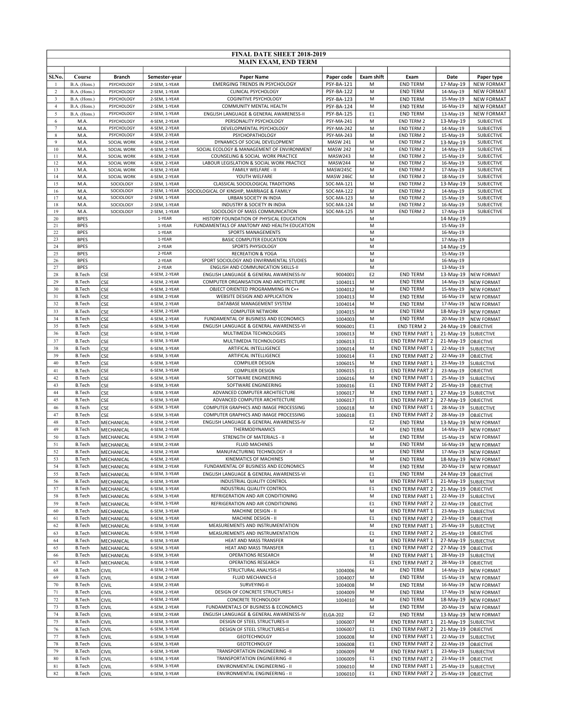# FINAL DATE SHEET 2018-2019

## MAIN EXAM, END TERM

| Sl.No. | Course | Branch | Semester-year | Paper Name | Paper code | Exam shift | Exam | Date | Paper type |
|---|---|---|---|---|---|---|---|---|---|
| 1 | B.A. (Hons.) | PSYCHOLOGY | 2-SEM, 1-YEAR | EMERGING TRENDS IN PSYCHOLOGY | PSY-BA-121 | M | END TERM | 17-May-19 | NEW FORMAT |
| 2 | B.A. (Hons.) | PSYCHOLOGY | 2-SEM, 1-YEAR | CLINICAL PSYCHOLOGY | PSY-BA-122 | M | END TERM | 14-May-19 | NEW FORMAT |
| 3 | B.A. (Hons.) | PSYCHOLOGY | 2-SEM, 1-YEAR | COGINITIVE PSYCHOLOGY | PSY-BA-123 | M | END TERM | 15-May-19 | NEW FORMAT |
| 4 | B.A. (Hons.) | PSYCHOLOGY | 2-SEM, 1-YEAR | COMMUNITY MENTAL HEALTH | PSY-BA-124 | M | END TERM | 16-May-19 | NEW FORMAT |
| 5 | B.A. (Hons.) | PSYCHOLOGY | 2-SEM, 1-YEAR | ENGLISH LANGUAGE & GENERAL AWARENESS-II | PSY-BA-125 | E1 | END TERM | 13-May-19 | NEW FORMAT |
| 6 | M.A. | PSYCHOLOGY | 4-SEM, 2-YEAR | PERSONALITY PSYCHOLOGY | PSY-MA-241 | M | END TERM 2 | 13-May-19 | SUBJECTIVE |
| 7 | M.A. | PSYCHOLOGY | 4-SEM, 2-YEAR | DEVELOPMENTAL PSYCHOLOGY | PSY-MA-242 | M | END TERM 2 | 14-May-19 | SUBJECTIVE |
| 8 | M.A. | PSYCHOLOGY | 4-SEM, 2-YEAR | PSYCHOPATHOLOGY | PSY-MA-243 | M | END TERM 2 | 15-May-19 | SUBJECTIVE |
| 9 | M.A. | SOCIAL WORK | 4-SEM, 2-YEAR | DYNAMICS OF SOCIAL DEVELOPMENT | MASW 241 | M | END TERM 2 | 13-May-19 | SUBJECTIVE |
| 10 | M.A. | SOCIAL WORK | 4-SEM, 2-YEAR | SOCIAL ECOLOGY & MANAGEMENT OF ENVIRONMENT | MASW 242 | M | END TERM 2 | 14-May-19 | SUBJECTIVE |
| 11 | M.A. | SOCIAL WORK | 4-SEM, 2-YEAR | COUNSELING & SOCIAL WORK PRACTICE | MASW243 | M | END TERM 2 | 15-May-19 | SUBJECTIVE |
| 12 | M.A. | SOCIAL WORK | 4-SEM, 2-YEAR | LABOUR LEGISLATION & SOCIAL WORK PRACTICE | MASW244 | M | END TERM 2 | 16-May-19 | SUBJECTIVE |
| 13 | M.A. | SOCIAL WORK | 4-SEM, 2-YEAR | FAMILY WELFARE - II | MASW245C | M | END TERM 2 | 17-May-19 | SUBJECTIVE |
| 14 | M.A. | SOCIAL WORK | 4-SEM, 2-YEAR | YOUTH WELFARE | MASW 246C | M | END TERM 2 | 18-May-19 | SUBJECTIVE |
| 15 | M.A. | SOCIOLOGY | 2-SEM, 1-YEAR | CLASSICAL SOCIOLOGICAL TRADITIONS | SOC-MA-121 | M | END TERM 2 | 13-May-19 | SUBJECTIVE |
| 16 | M.A. | SOCIOLOGY | 2-SEM, 1-YEAR | SOCIOLOGICAL OF KINSHIP, MARRIAGE & FAMILY | SOC-MA-122 | M | END TERM 2 | 14-May-19 | SUBJECTIVE |
| 17 | M.A. | SOCIOLOGY | 2-SEM, 1-YEAR | URBAN SOCIETY IN INDIA | SOC-MA-123 | M | END TERM 2 | 15-May-19 | SUBJECTIVE |
| 18 | M.A. | SOCIOLOGY | 2-SEM, 1-YEAR | INDUSTRY & SOCIETY IN INDIA | SOC-MA-124 | M | END TERM 2 | 16-May-19 | SUBJECTIVE |
| 19 | M.A. | SOCIOLOGY | 2-SEM, 1-YEAR | SOCIOLOGY OF MASS COMMUNICATION | SOC-MA-125 | M | END TERM 2 | 17-May-19 | SUBJECTIVE |
| 20 | BPES | | 1-YEAR | HISTORY FOUNDATION OF PHYSICAL EDUCATION | | M | | 14-May-19 | |
| 21 | BPES | | 1-YEAR | FUNDAMENTALS OF ANATOMY AND HEALTH EDUCATION | | M | | 15-May-19 | |
| 22 | BPES | | 1-YEAR | SPORTS MANAGEMENTS | | M | | 16-May-19 | |
| 23 | BPES | | 1-YEAR | BASIC COMPUTER EDUCATION | | M | | 17-May-19 | |
| 24 | BPES | | 2-YEAR | SPORTS PHYSIOLOGY | | M | | 14-May-19 | |
| 25 | BPES | | 2-YEAR | RECREATION & YOGA | | M | | 15-May-19 | |
| 26 | BPES | | 2-YEAR | SPORT SOCIOLOGY AND ENVIRNMENTAL STUDIES | | M | | 16-May-19 | |
| 27 | BPES | | 2-YEAR | ENGLISH AND COMMUNICATION SKILLS-II | | M | | 13-May-19 | |
| 28 | B.Tech | CSE | 4-SEM, 2-YEAR | ENGLISH LANGUAGE & GENERAL AWARENESS-IV | 9004001 | E2 | END TERM | 13-May-19 | NEW FORMAT |
| 29 | B.Tech | CSE | 4-SEM, 2-YEAR | COMPUTER ORGANISATION AND ARCHITECTURE | 1004011 | M | END TERM | 14-May-19 | NEW FORMAT |
| 30 | B.Tech | CSE | 4-SEM, 2-YEAR | OBJECT ORIENTED PROGRAMMING IN C++ | 1004012 | M | END TERM | 15-May-19 | NEW FORMAT |
| 31 | B.Tech | CSE | 4-SEM, 2-YEAR | WEBSITE DESIGN AND APPLICATION | 1004013 | M | END TERM | 16-May-19 | NEW FORMAT |
| 32 | B.Tech | CSE | 4-SEM, 2-YEAR | DATABASE MANAGEMENT SYSTEM | 1004014 | M | END TERM | 17-May-19 | NEW FORMAT |
| 33 | B.Tech | CSE | 4-SEM, 2-YEAR | COMPUTER NETWORK | 1004015 | M | END TERM | 18-May-19 | NEW FORMAT |
| 34 | B.Tech | CSE | 4-SEM, 2-YEAR | FUNDAMENTAL OF BUSINESS AND ECONOMICS | 1004003 | M | END TERM | 20-May-19 | NEW FORMAT |
| 35 | B.Tech | CSE | 6-SEM, 3-YEAR | ENGLISH LANGUAGE & GENERAL AWARENESS-VI | 9006001 | E1 | END TERM 2 | 24-May-19 | OBJECTIVE |
| 36 | B.Tech | CSE | 6-SEM, 3-YEAR | MULTIMEDIA TECHNOLOGIES | 1006013 | M | END TERM PART 1 | 21-May-19 | SUBJECTIVE |
| 37 | B.Tech | CSE | 6-SEM, 3-YEAR | MULTIMEDIA TECHNOLOGIES | 1006013 | E1 | END TERM PART 2 | 21-May-19 | OBJECTIVE |
| 38 | B.Tech | CSE | 6-SEM, 3-YEAR | ARTIFICAL INTELLIGENCE | 1006014 | M | END TERM PART 1 | 22-May-19 | SUBJECTIVE |
| 39 | B.Tech | CSE | 6-SEM, 3-YEAR | ARTIFICAL INTELLIGENCE | 1006014 | E1 | END TERM PART 2 | 22-May-19 | OBJECTIVE |
| 40 | B.Tech | CSE | 6-SEM, 3-YEAR | COMPILIER DESIGN | 1006015 | M | END TERM PART 1 | 23-May-19 | SUBJECTIVE |
| 41 | B.Tech | CSE | 6-SEM, 3-YEAR | COMPILIER DESIGN | 1006015 | E1 | END TERM PART 2 | 23-May-19 | OBJECTIVE |
| 42 | B.Tech | CSE | 6-SEM, 3-YEAR | SOFTWARE ENGINEERING | 1006016 | M | END TERM PART 1 | 25-May-19 | SUBJECTIVE |
| 43 | B.Tech | CSE | 6-SEM, 3-YEAR | SOFTWARE ENGINEERING | 1006016 | E1 | END TERM PART 2 | 25-May-19 | OBJECTIVE |
| 44 | B.Tech | CSE | 6-SEM, 3-YEAR | ADVANCED COMPUTER ARCHITECTURE | 1006017 | M | END TERM PART 1 | 27-May-19 | SUBJECTIVE |
| 45 | B.Tech | CSE | 6-SEM, 3-YEAR | ADVANCED COMPUTER ARCHITECTURE | 1006017 | E1 | END TERM PART 2 | 27-May-19 | OBJECTIVE |
| 46 | B.Tech | CSE | 6-SEM, 3-YEAR | COMPUTER GRAPHICS AND IMAGE PROCESSING | 1006018 | M | END TERM PART 1 | 28-May-19 | SUBJECTIVE |
| 47 | B.Tech | CSE | 6-SEM, 3-YEAR | COMPUTER GRAPHICS AND IMAGE PROCESSING | 1006018 | E1 | END TERM PART 2 | 28-May-19 | OBJECTIVE |
| 48 | B.Tech | MECHANICAL | 4-SEM, 2-YEAR | ENGLISH LANGUAGE & GENERAL AWARENESS-IV | | E2 | END TERM | 13-May-19 | NEW FORMAT |
| 49 | B.Tech | MECHANICAL | 4-SEM, 2-YEAR | THERMODYNAMICS | | M | END TERM | 14-May-19 | NEW FORMAT |
| 50 | B.Tech | MECHANICAL | 4-SEM, 2-YEAR | STRENGTH OF MATERIALS - II | | M | END TERM | 15-May-19 | NEW FORMAT |
| 51 | B.Tech | MECHANICAL | 4-SEM, 2-YEAR | FLUID MACHINES | | M | END TERM | 16-May-19 | NEW FORMAT |
| 52 | B.Tech | MECHANICAL | 4-SEM, 2-YEAR | MANUFACTURING TECHNOLOGY - II | | M | END TERM | 17-May-19 | NEW FORMAT |
| 53 | B.Tech | MECHANICAL | 4-SEM, 2-YEAR | KINEMATICS OF MACHINES | | M | END TERM | 18-May-19 | NEW FORMAT |
| 54 | B.Tech | MECHANICAL | 4-SEM, 2-YEAR | FUNDAMENTAL OF BUSINESS AND ECONOMICS | | M | END TERM | 20-May-19 | NEW FORMAT |
| 55 | B.Tech | MECHANICAL | 6-SEM, 3-YEAR | ENGLISH LANGUAGE & GENERAL AWARENESS-VI | | E1 | END TERM | 24-May-19 | OBJECTIVE |
| 56 | B.Tech | MECHANICAL | 6-SEM, 3-YEAR | INDUSTRIAL QUALITY CONTROL | | M | END TERM PART 1 | 21-May-19 | SUBJECTIVE |
| 57 | B.Tech | MECHANICAL | 6-SEM, 3-YEAR | INDUSTRIAL QUALITY CONTROL | | E1 | END TERM PART 2 | 21-May-19 | OBJECTIVE |
| 58 | B.Tech | MECHANICAL | 6-SEM, 3-YEAR | REFRIGERATION AND AIR CONDITIONING | | M | END TERM PART 1 | 22-May-19 | SUBJECTIVE |
| 59 | B.Tech | MECHANICAL | 6-SEM, 3-YEAR | REFRIGERATION AND AIR CONDITIONING | | E1 | END TERM PART 2 | 22-May-19 | OBJECTIVE |
| 60 | B.Tech | MECHANICAL | 6-SEM, 3-YEAR | MACHINE DESIGN - II | | M | END TERM PART 1 | 23-May-19 | SUBJECTIVE |
| 61 | B.Tech | MECHANICAL | 6-SEM, 3-YEAR | MACHINE DESIGN - II | | E1 | END TERM PART 2 | 23-May-19 | OBJECTIVE |
| 62 | B.Tech | MECHANICAL | 6-SEM, 3-YEAR | MEASUREMENTS AND INSTRUMENTATION | | M | END TERM PART 1 | 25-May-19 | SUBJECTIVE |
| 63 | B.Tech | MECHANICAL | 6-SEM, 3-YEAR | MEASUREMENTS AND INSTRUMENTATION | | E1 | END TERM PART 2 | 25-May-19 | OBJECTIVE |
| 64 | B.Tech | MECHANICAL | 6-SEM, 3-YEAR | HEAT AND MASS TRANSFER | | M | END TERM PART 1 | 27-May-19 | SUBJECTIVE |
| 65 | B.Tech | MECHANICAL | 6-SEM, 3-YEAR | HEAT AND MASS TRANSFER | | E1 | END TERM PART 2 | 27-May-19 | OBJECTIVE |
| 66 | B.Tech | MECHANICAL | 6-SEM, 3-YEAR | OPERATIONS RESEARCH | | M | END TERM PART 1 | 28-May-19 | SUBJECTIVE |
| 67 | B.Tech | MECHANICAL | 6-SEM, 3-YEAR | OPERATIONS RESEARCH | | E1 | END TERM PART 2 | 28-May-19 | OBJECTIVE |
| 68 | B.Tech | CIVIL | 4-SEM, 2-YEAR | STRUCTURAL ANALYSIS-II | 1004006 | M | END TERM | 14-May-19 | NEW FORMAT |
| 69 | B.Tech | CIVIL | 4-SEM, 2-YEAR | FLUID MECHANICS-II | 1004007 | M | END TERM | 15-May-19 | NEW FORMAT |
| 70 | B.Tech | CIVIL | 4-SEM, 2-YEAR | SURVEYING-II | 1004008 | M | END TERM | 16-May-19 | NEW FORMAT |
| 71 | B.Tech | CIVIL | 4-SEM, 2-YEAR | DESIGN OF CONCRETE STRUCTURES-I | 1004009 | M | END TERM | 17-May-19 | NEW FORMAT |
| 72 | B.Tech | CIVIL | 4-SEM, 2-YEAR | CONCRETE TECHNOLOGY | 1004010 | M | END TERM | 18-May-19 | NEW FORMAT |
| 73 | B.Tech | CIVIL | 4-SEM, 2-YEAR | FUNDAMENTALS OF BUSINESS & ECONOMICS | | M | END TERM | 20-May-19 | NEW FORMAT |
| 74 | B.Tech | CIVIL | 4-SEM, 2-YEAR | ENGLISH LANGUAGE & GENERAL AWARENESS-IV | ELGA-202 | E2 | END TERM | 13-May-19 | NEW FORMAT |
| 75 | B.Tech | CIVIL | 6-SEM, 3-YEAR | DESIGN OF STEEL STRUCTURES-II | 1006007 | M | END TERM PART 1 | 21-May-19 | SUBJECTIVE |
| 76 | B.Tech | CIVIL | 6-SEM, 3-YEAR | DESIGN OF STEEL STRUCTURES-II | 1006007 | E1 | END TERM PART 2 | 21-May-19 | OBJECTIVE |
| 77 | B.Tech | CIVIL | 6-SEM, 3-YEAR | GEOTECHNOLGY | 1006008 | M | END TERM PART 1 | 22-May-19 | SUBJECTIVE |
| 78 | B.Tech | CIVIL | 6-SEM, 3-YEAR | GEOTECHNOLGY | 1006008 | E1 | END TERM PART 2 | 22-May-19 | OBJECTIVE |
| 79 | B.Tech | CIVIL | 6-SEM, 3-YEAR | TRANSPORTATION ENGINEERING -II | 1006009 | M | END TERM PART 1 | 23-May-19 | SUBJECTIVE |
| 80 | B.Tech | CIVIL | 6-SEM, 3-YEAR | TRANSPORTATION ENGINEERING -II | 1006009 | E1 | END TERM PART 2 | 23-May-19 | OBJECTIVE |
| 81 | B.Tech | CIVIL | 6-SEM, 3-YEAR | ENVIRONMENTAL ENGINEERING - II | 1006010 | M | END TERM PART 1 | 25-May-19 | SUBJECTIVE |
| 82 | B.Tech | CIVIL | 6-SEM, 3-YEAR | ENVIRONMENTAL ENGINEERING - II | 1006010 | E1 | END TERM PART 2 | 25-May-19 | OBJECTIVE |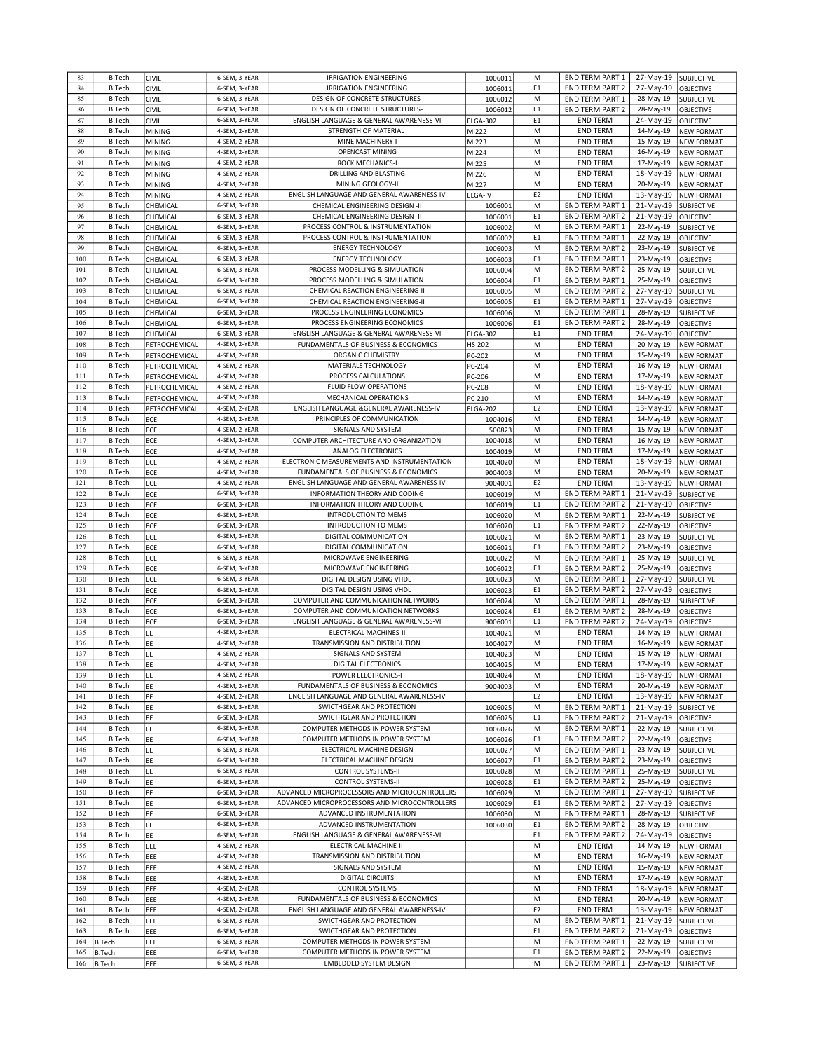| 83 | B.Tech | CIVIL | 6-SEM, 3-YEAR | IRRIGATION ENGINEERING | 1006011 | M | END TERM PART 1 | 27-May-19 | SUBJECTIVE |
|---|---|---|---|---|---|---|---|---|---|
| 84 | B.Tech | CIVIL | 6-SEM, 3-YEAR | IRRIGATION ENGINEERING | 1006011 | E1 | END TERM PART 2 | 27-May-19 | OBJECTIVE |
| 85 | B.Tech | CIVIL | 6-SEM, 3-YEAR | DESIGN OF CONCRETE STRUCTURES- | 1006012 | M | END TERM PART 1 | 28-May-19 | SUBJECTIVE |
| 86 | B.Tech | CIVIL | 6-SEM, 3-YEAR | DESIGN OF CONCRETE STRUCTURES- | 1006012 | E1 | END TERM PART 2 | 28-May-19 | OBJECTIVE |
| 87 | B.Tech | CIVIL | 6-SEM, 3-YEAR | ENGLISH LANGUAGE & GENERAL AWARENESS-VI | ELGA-302 | E1 | END TERM | 24-May-19 | OBJECTIVE |
| 88 | B.Tech | MINING | 4-SEM, 2-YEAR | STRENGTH OF MATERIAL | MI222 | M | END TERM | 14-May-19 | NEW FORMAT |
| 89 | B.Tech | MINING | 4-SEM, 2-YEAR | MINE MACHINERY-I | MI223 | M | END TERM | 15-May-19 | NEW FORMAT |
| 90 | B.Tech | MINING | 4-SEM, 2-YEAR | OPENCAST MINING | MI224 | M | END TERM | 16-May-19 | NEW FORMAT |
| 91 | B.Tech | MINING | 4-SEM, 2-YEAR | ROCK MECHANICS-I | MI225 | M | END TERM | 17-May-19 | NEW FORMAT |
| 92 | B.Tech | MINING | 4-SEM, 2-YEAR | DRILLING AND BLASTING | MI226 | M | END TERM | 18-May-19 | NEW FORMAT |
| 93 | B.Tech | MINING | 4-SEM, 2-YEAR | MINING GEOLOGY-II | MI227 | M | END TERM | 20-May-19 | NEW FORMAT |
| 94 | B.Tech | MINING | 4-SEM, 2-YEAR | ENGLISH LANGUAGE AND GENERAL AWARENESS-IV | ELGA-IV | E2 | END TERM | 13-May-19 | NEW FORMAT |
| 95 | B.Tech | CHEMICAL | 6-SEM, 3-YEAR | CHEMICAL ENGINEERING DESIGN -II | 1006001 | M | END TERM PART 1 | 21-May-19 | SUBJECTIVE |
| 96 | B.Tech | CHEMICAL | 6-SEM, 3-YEAR | CHEMICAL ENGINEERING DESIGN -II | 1006001 | E1 | END TERM PART 2 | 21-May-19 | OBJECTIVE |
| 97 | B.Tech | CHEMICAL | 6-SEM, 3-YEAR | PROCESS CONTROL & INSTRUMENTATION | 1006002 | M | END TERM PART 1 | 22-May-19 | SUBJECTIVE |
| 98 | B.Tech | CHEMICAL | 6-SEM, 3-YEAR | PROCESS CONTROL & INSTRUMENTATION | 1006002 | E1 | END TERM PART 1 | 22-May-19 | OBJECTIVE |
| 99 | B.Tech | CHEMICAL | 6-SEM, 3-YEAR | ENERGY TECHNOLOGY | 1006003 | M | END TERM PART 2 | 23-May-19 | SUBJECTIVE |
| 100 | B.Tech | CHEMICAL | 6-SEM, 3-YEAR | ENERGY TECHNOLOGY | 1006003 | E1 | END TERM PART 1 | 23-May-19 | OBJECTIVE |
| 101 | B.Tech | CHEMICAL | 6-SEM, 3-YEAR | PROCESS MODELLING & SIMULATION | 1006004 | M | END TERM PART 2 | 25-May-19 | SUBJECTIVE |
| 102 | B.Tech | CHEMICAL | 6-SEM, 3-YEAR | PROCESS MODELLING & SIMULATION | 1006004 | E1 | END TERM PART 1 | 25-May-19 | OBJECTIVE |
| 103 | B.Tech | CHEMICAL | 6-SEM, 3-YEAR | CHEMICAL REACTION ENGINEERING-II | 1006005 | M | END TERM PART 2 | 27-May-19 | SUBJECTIVE |
| 104 | B.Tech | CHEMICAL | 6-SEM, 3-YEAR | CHEMICAL REACTION ENGINEERING-II | 1006005 | E1 | END TERM PART 1 | 27-May-19 | OBJECTIVE |
| 105 | B.Tech | CHEMICAL | 6-SEM, 3-YEAR | PROCESS ENGINEERING ECONOMICS | 1006006 | M | END TERM PART 1 | 28-May-19 | SUBJECTIVE |
| 106 | B.Tech | CHEMICAL | 6-SEM, 3-YEAR | PROCESS ENGINEERING ECONOMICS | 1006006 | E1 | END TERM PART 2 | 28-May-19 | OBJECTIVE |
| 107 | B.Tech | CHEMICAL | 6-SEM, 3-YEAR | ENGLISH LANGUAGE & GENERAL AWARENESS-VI | ELGA-302 | E1 | END TERM | 24-May-19 | OBJECTIVE |
| 108 | B.Tech | PETROCHEMICAL | 4-SEM, 2-YEAR | FUNDAMENTALS OF BUSINESS & ECONOMICS | HS-202 | M | END TERM | 20-May-19 | NEW FORMAT |
| 109 | B.Tech | PETROCHEMICAL | 4-SEM, 2-YEAR | ORGANIC CHEMISTRY | PC-202 | M | END TERM | 15-May-19 | NEW FORMAT |
| 110 | B.Tech | PETROCHEMICAL | 4-SEM, 2-YEAR | MATERIALS TECHNOLOGY | PC-204 | M | END TERM | 16-May-19 | NEW FORMAT |
| 111 | B.Tech | PETROCHEMICAL | 4-SEM, 2-YEAR | PROCESS CALCULATIONS | PC-206 | M | END TERM | 17-May-19 | NEW FORMAT |
| 112 | B.Tech | PETROCHEMICAL | 4-SEM, 2-YEAR | FLUID FLOW OPERATIONS | PC-208 | M | END TERM | 18-May-19 | NEW FORMAT |
| 113 | B.Tech | PETROCHEMICAL | 4-SEM, 2-YEAR | MECHANICAL OPERATIONS | PC-210 | M | END TERM | 14-May-19 | NEW FORMAT |
| 114 | B.Tech | PETROCHEMICAL | 4-SEM, 2-YEAR | ENGLISH LANGUAGE &GENERAL AWARENESS-IV | ELGA-202 | E2 | END TERM | 13-May-19 | NEW FORMAT |
| 115 | B.Tech | ECE | 4-SEM, 2-YEAR | PRINCIPLES OF COMMUNICATION | 1004016 | M | END TERM | 14-May-19 | NEW FORMAT |
| 116 | B.Tech | ECE | 4-SEM, 2-YEAR | SIGNALS AND SYSTEM | 500823 | M | END TERM | 15-May-19 | NEW FORMAT |
| 117 | B.Tech | ECE | 4-SEM, 2-YEAR | COMPUTER ARCHITECTURE AND ORGANIZATION | 1004018 | M | END TERM | 16-May-19 | NEW FORMAT |
| 118 | B.Tech | ECE | 4-SEM, 2-YEAR | ANALOG ELECTRONICS | 1004019 | M | END TERM | 17-May-19 | NEW FORMAT |
| 119 | B.Tech | ECE | 4-SEM, 2-YEAR | ELECTRONIC MEASUREMENTS AND INSTRUMENTATION | 1004020 | M | END TERM | 18-May-19 | NEW FORMAT |
| 120 | B.Tech | ECE | 4-SEM, 2-YEAR | FUNDAMENTALS OF BUSINESS & ECONOMICS | 9004003 | M | END TERM | 20-May-19 | NEW FORMAT |
| 121 | B.Tech | ECE | 4-SEM, 2-YEAR | ENGLISH LANGUAGE AND GENERAL AWARENESS-IV | 9004001 | E2 | END TERM | 13-May-19 | NEW FORMAT |
| 122 | B.Tech | ECE | 6-SEM, 3-YEAR | INFORMATION THEORY AND CODING | 1006019 | M | END TERM PART 1 | 21-May-19 | SUBJECTIVE |
| 123 | B.Tech | ECE | 6-SEM, 3-YEAR | INFORMATION THEORY AND CODING | 1006019 | E1 | END TERM PART 2 | 21-May-19 | OBJECTIVE |
| 124 | B.Tech | ECE | 6-SEM, 3-YEAR | INTRODUCTION TO MEMS | 1006020 | M | END TERM PART 1 | 22-May-19 | SUBJECTIVE |
| 125 | B.Tech | ECE | 6-SEM, 3-YEAR | INTRODUCTION TO MEMS | 1006020 | E1 | END TERM PART 2 | 22-May-19 | OBJECTIVE |
| 126 | B.Tech | ECE | 6-SEM, 3-YEAR | DIGITAL COMMUNICATION | 1006021 | M | END TERM PART 1 | 23-May-19 | SUBJECTIVE |
| 127 | B.Tech | ECE | 6-SEM, 3-YEAR | DIGITAL COMMUNICATION | 1006021 | E1 | END TERM PART 2 | 23-May-19 | OBJECTIVE |
| 128 | B.Tech | ECE | 6-SEM, 3-YEAR | MICROWAVE ENGINEERING | 1006022 | M | END TERM PART 1 | 25-May-19 | SUBJECTIVE |
| 129 | B.Tech | ECE | 6-SEM, 3-YEAR | MICROWAVE ENGINEERING | 1006022 | E1 | END TERM PART 2 | 25-May-19 | OBJECTIVE |
| 130 | B.Tech | ECE | 6-SEM, 3-YEAR | DIGITAL DESIGN USING VHDL | 1006023 | M | END TERM PART 1 | 27-May-19 | SUBJECTIVE |
| 131 | B.Tech | ECE | 6-SEM, 3-YEAR | DIGITAL DESIGN USING VHDL | 1006023 | E1 | END TERM PART 2 | 27-May-19 | OBJECTIVE |
| 132 | B.Tech | ECE | 6-SEM, 3-YEAR | COMPUTER AND COMMUNICATION NETWORKS | 1006024 | M | END TERM PART 1 | 28-May-19 | SUBJECTIVE |
| 133 | B.Tech | ECE | 6-SEM, 3-YEAR | COMPUTER AND COMMUNICATION NETWORKS | 1006024 | E1 | END TERM PART 2 | 28-May-19 | OBJECTIVE |
| 134 | B.Tech | ECE | 6-SEM, 3-YEAR | ENGLISH LANGUAGE & GENERAL AWARENESS-VI | 9006001 | E1 | END TERM PART 2 | 24-May-19 | OBJECTIVE |
| 135 | B.Tech | EE | 4-SEM, 2-YEAR | ELECTRICAL MACHINES-II | 1004021 | M | END TERM | 14-May-19 | NEW FORMAT |
| 136 | B.Tech | EE | 4-SEM, 2-YEAR | TRANSMISSION AND DISTRIBUTION | 1004027 | M | END TERM | 16-May-19 | NEW FORMAT |
| 137 | B.Tech | EE | 4-SEM, 2-YEAR | SIGNALS AND SYSTEM | 1004023 | M | END TERM | 15-May-19 | NEW FORMAT |
| 138 | B.Tech | EE | 4-SEM, 2-YEAR | DIGITAL ELECTRONICS | 1004025 | M | END TERM | 17-May-19 | NEW FORMAT |
| 139 | B.Tech | EE | 4-SEM, 2-YEAR | POWER ELECTRONICS-I | 1004024 | M | END TERM | 18-May-19 | NEW FORMAT |
| 140 | B.Tech | EE | 4-SEM, 2-YEAR | FUNDAMENTALS OF BUSINESS & ECONOMICS | 9004003 | M | END TERM | 20-May-19 | NEW FORMAT |
| 141 | B.Tech | EE | 4-SEM, 2-YEAR | ENGLISH LANGUAGE AND GENERAL AWARENESS-IV | | E2 | END TERM | 13-May-19 | NEW FORMAT |
| 142 | B.Tech | EE | 6-SEM, 3-YEAR | SWICTHGEAR AND PROTECTION | 1006025 | M | END TERM PART 1 | 21-May-19 | SUBJECTIVE |
| 143 | B.Tech | EE | 6-SEM, 3-YEAR | SWICTHGEAR AND PROTECTION | 1006025 | E1 | END TERM PART 2 | 21-May-19 | OBJECTIVE |
| 144 | B.Tech | EE | 6-SEM, 3-YEAR | COMPUTER METHODS IN POWER SYSTEM | 1006026 | M | END TERM PART 1 | 22-May-19 | SUBJECTIVE |
| 145 | B.Tech | EE | 6-SEM, 3-YEAR | COMPUTER METHODS IN POWER SYSTEM | 1006026 | E1 | END TERM PART 2 | 22-May-19 | OBJECTIVE |
| 146 | B.Tech | EE | 6-SEM, 3-YEAR | ELECTRICAL MACHINE DESIGN | 1006027 | M | END TERM PART 1 | 23-May-19 | SUBJECTIVE |
| 147 | B.Tech | EE | 6-SEM, 3-YEAR | ELECTRICAL MACHINE DESIGN | 1006027 | E1 | END TERM PART 2 | 23-May-19 | OBJECTIVE |
| 148 | B.Tech | EE | 6-SEM, 3-YEAR | CONTROL SYSTEMS-II | 1006028 | M | END TERM PART 1 | 25-May-19 | SUBJECTIVE |
| 149 | B.Tech | EE | 6-SEM, 3-YEAR | CONTROL SYSTEMS-II | 1006028 | E1 | END TERM PART 2 | 25-May-19 | OBJECTIVE |
| 150 | B.Tech | EE | 6-SEM, 3-YEAR | ADVANCED MICROPROCESSORS AND MICROCONTROLLERS | 1006029 | M | END TERM PART 1 | 27-May-19 | SUBJECTIVE |
| 151 | B.Tech | EE | 6-SEM, 3-YEAR | ADVANCED MICROPROCESSORS AND MICROCONTROLLERS | 1006029 | E1 | END TERM PART 2 | 27-May-19 | OBJECTIVE |
| 152 | B.Tech | EE | 6-SEM, 3-YEAR | ADVANCED INSTRUMENTATION | 1006030 | M | END TERM PART 1 | 28-May-19 | SUBJECTIVE |
| 153 | B.Tech | EE | 6-SEM, 3-YEAR | ADVANCED INSTRUMENTATION | 1006030 | E1 | END TERM PART 2 | 28-May-19 | OBJECTIVE |
| 154 | B.Tech | EE | 6-SEM, 3-YEAR | ENGLISH LANGUAGE & GENERAL AWARENESS-VI | | E1 | END TERM PART 2 | 24-May-19 | OBJECTIVE |
| 155 | B.Tech | EEE | 4-SEM, 2-YEAR | ELECTRICAL MACHINE-II | | M | END TERM | 14-May-19 | NEW FORMAT |
| 156 | B.Tech | EEE | 4-SEM, 2-YEAR | TRANSMISSION AND DISTRIBUTION | | M | END TERM | 16-May-19 | NEW FORMAT |
| 157 | B.Tech | EEE | 4-SEM, 2-YEAR | SIGNALS AND SYSTEM | | M | END TERM | 15-May-19 | NEW FORMAT |
| 158 | B.Tech | EEE | 4-SEM, 2-YEAR | DIGITAL CIRCUITS | | M | END TERM | 17-May-19 | NEW FORMAT |
| 159 | B.Tech | EEE | 4-SEM, 2-YEAR | CONTROL SYSTEMS | | M | END TERM | 18-May-19 | NEW FORMAT |
| 160 | B.Tech | EEE | 4-SEM, 2-YEAR | FUNDAMENTALS OF BUSINESS & ECONOMICS | | M | END TERM | 20-May-19 | NEW FORMAT |
| 161 | B.Tech | EEE | 4-SEM, 2-YEAR | ENGLISH LANGUAGE AND GENERAL AWARENESS-IV | | E2 | END TERM | 13-May-19 | NEW FORMAT |
| 162 | B.Tech | EEE | 6-SEM, 3-YEAR | SWICTHGEAR AND PROTECTION | | M | END TERM PART 1 | 21-May-19 | SUBJECTIVE |
| 163 | B.Tech | EEE | 6-SEM, 3-YEAR | SWICTHGEAR AND PROTECTION | | E1 | END TERM PART 2 | 21-May-19 | OBJECTIVE |
| 164 | B.Tech | EEE | 6-SEM, 3-YEAR | COMPUTER METHODS IN POWER SYSTEM | | M | END TERM PART 1 | 22-May-19 | SUBJECTIVE |
| 165 | B.Tech | EEE | 6-SEM, 3-YEAR | COMPUTER METHODS IN POWER SYSTEM | | E1 | END TERM PART 2 | 22-May-19 | OBJECTIVE |
| 166 | B.Tech | EEE | 6-SEM, 3-YEAR | EMBEDDED SYSTEM DESIGN | | M | END TERM PART 1 | 23-May-19 | SUBJECTIVE |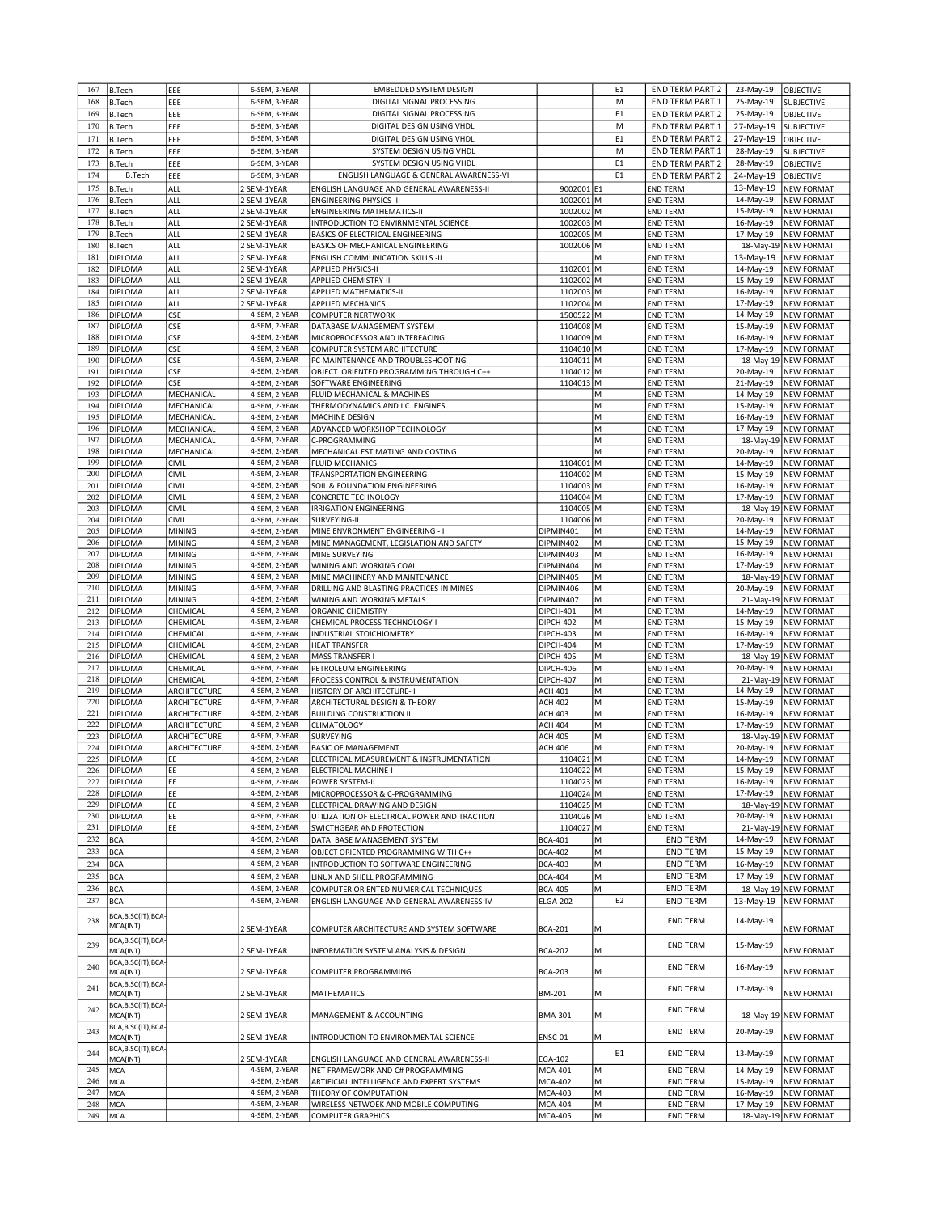| | | | | | | | | | |
|---|---|---|---|---|---|---|---|---|---|
| 167 | B.Tech | EEE | 6-SEM, 3-YEAR | EMBEDDED SYSTEM DESIGN | | E1 | END TERM PART 2 | 23-May-19 | OBJECTIVE |
| 168 | B.Tech | EEE | 6-SEM, 3-YEAR | DIGITAL SIGNAL PROCESSING | | M | END TERM PART 1 | 25-May-19 | SUBJECTIVE |
| 169 | B.Tech | EEE | 6-SEM, 3-YEAR | DIGITAL SIGNAL PROCESSING | | E1 | END TERM PART 2 | 25-May-19 | OBJECTIVE |
| 170 | B.Tech | EEE | 6-SEM, 3-YEAR | DIGITAL DESIGN USING VHDL | | M | END TERM PART 1 | 27-May-19 | SUBJECTIVE |
| 171 | B.Tech | EEE | 6-SEM, 3-YEAR | DIGITAL DESIGN USING VHDL | | E1 | END TERM PART 2 | 27-May-19 | OBJECTIVE |
| 172 | B.Tech | EEE | 6-SEM, 3-YEAR | SYSTEM DESIGN USING VHDL | | M | END TERM PART 1 | 28-May-19 | SUBJECTIVE |
| 173 | B.Tech | EEE | 6-SEM, 3-YEAR | SYSTEM DESIGN USING VHDL | | E1 | END TERM PART 2 | 28-May-19 | OBJECTIVE |
| 174 | B.Tech | EEE | 6-SEM, 3-YEAR | ENGLISH LANGUAGE & GENERAL AWARENESS-VI | | E1 | END TERM PART 2 | 24-May-19 | OBJECTIVE |
| 175 | B.Tech | ALL | 2 SEM-1YEAR | ENGLISH LANGUAGE AND GENERAL AWARENESS-II | 9002001 | E1 | END TERM | 13-May-19 | NEW FORMAT |
| 176 | B.Tech | ALL | 2 SEM-1YEAR | ENGINEERING PHYSICS -II | 1002001 | M | END TERM | 14-May-19 | NEW FORMAT |
| 177 | B.Tech | ALL | 2 SEM-1YEAR | ENGINEERING MATHEMATICS-II | 1002002 | M | END TERM | 15-May-19 | NEW FORMAT |
| 178 | B.Tech | ALL | 2 SEM-1YEAR | INTRODUCTION TO ENVIRNMENTAL SCIENCE | 1002003 | M | END TERM | 16-May-19 | NEW FORMAT |
| 179 | B.Tech | ALL | 2 SEM-1YEAR | BASICS OF ELECTRICAL ENGINEERING | 1002005 | M | END TERM | 17-May-19 | NEW FORMAT |
| 180 | B.Tech | ALL | 2 SEM-1YEAR | BASICS OF MECHANICAL ENGINEERING | 1002006 | M | END TERM | 18-May-19 | NEW FORMAT |
| 181 | DIPLOMA | ALL | 2 SEM-1YEAR | ENGLISH COMMUNICATION SKILLS -II | | M | END TERM | 13-May-19 | NEW FORMAT |
| 182 | DIPLOMA | ALL | 2 SEM-1YEAR | APPLIED PHYSICS-II | 1102001 | M | END TERM | 14-May-19 | NEW FORMAT |
| 183 | DIPLOMA | ALL | 2 SEM-1YEAR | APPLIED CHEMISTRY-II | 1102002 | M | END TERM | 15-May-19 | NEW FORMAT |
| 184 | DIPLOMA | ALL | 2 SEM-1YEAR | APPLIED MATHEMATICS-II | 1102003 | M | END TERM | 16-May-19 | NEW FORMAT |
| 185 | DIPLOMA | ALL | 2 SEM-1YEAR | APPLIED MECHANICS | 1102004 | M | END TERM | 17-May-19 | NEW FORMAT |
| 186 | DIPLOMA | CSE | 4-SEM, 2-YEAR | COMPUTER NERTWORK | 1500522 | M | END TERM | 14-May-19 | NEW FORMAT |
| 187 | DIPLOMA | CSE | 4-SEM, 2-YEAR | DATABASE MANAGEMENT SYSTEM | 1104008 | M | END TERM | 15-May-19 | NEW FORMAT |
| 188 | DIPLOMA | CSE | 4-SEM, 2-YEAR | MICROPROCESSOR AND INTERFACING | 1104009 | M | END TERM | 16-May-19 | NEW FORMAT |
| 189 | DIPLOMA | CSE | 4-SEM, 2-YEAR | COMPUTER SYSTEM ARCHITECTURE | 1104010 | M | END TERM | 17-May-19 | NEW FORMAT |
| 190 | DIPLOMA | CSE | 4-SEM, 2-YEAR | PC MAINTENANCE AND TROUBLESHOOTING | 1104011 | M | END TERM | 18-May-19 | NEW FORMAT |
| 191 | DIPLOMA | CSE | 4-SEM, 2-YEAR | OBJECT ORIENTED PROGRAMMING THROUGH C++ | 1104012 | M | END TERM | 20-May-19 | NEW FORMAT |
| 192 | DIPLOMA | CSE | 4-SEM, 2-YEAR | SOFTWARE ENGINEERING | 1104013 | M | END TERM | 21-May-19 | NEW FORMAT |
| 193 | DIPLOMA | MECHANICAL | 4-SEM, 2-YEAR | FLUID MECHANICAL & MACHINES | | M | END TERM | 14-May-19 | NEW FORMAT |
| 194 | DIPLOMA | MECHANICAL | 4-SEM, 2-YEAR | THERMODYNAMICS AND I.C. ENGINES | | M | END TERM | 15-May-19 | NEW FORMAT |
| 195 | DIPLOMA | MECHANICAL | 4-SEM, 2-YEAR | MACHINE DESIGN | | M | END TERM | 16-May-19 | NEW FORMAT |
| 196 | DIPLOMA | MECHANICAL | 4-SEM, 2-YEAR | ADVANCED WORKSHOP TECHNOLOGY | | M | END TERM | 17-May-19 | NEW FORMAT |
| 197 | DIPLOMA | MECHANICAL | 4-SEM, 2-YEAR | C-PROGRAMMING | | M | END TERM | 18-May-19 | NEW FORMAT |
| 198 | DIPLOMA | MECHANICAL | 4-SEM, 2-YEAR | MECHANICAL ESTIMATING AND COSTING | | M | END TERM | 20-May-19 | NEW FORMAT |
| 199 | DIPLOMA | CIVIL | 4-SEM, 2-YEAR | FLUID MECHANICS | 1104001 | M | END TERM | 14-May-19 | NEW FORMAT |
| 200 | DIPLOMA | CIVIL | 4-SEM, 2-YEAR | TRANSPORTATION ENGINEERING | 1104002 | M | END TERM | 15-May-19 | NEW FORMAT |
| 201 | DIPLOMA | CIVIL | 4-SEM, 2-YEAR | SOIL & FOUNDATION ENGINEERING | 1104003 | M | END TERM | 16-May-19 | NEW FORMAT |
| 202 | DIPLOMA | CIVIL | 4-SEM, 2-YEAR | CONCRETE TECHNOLOGY | 1104004 | M | END TERM | 17-May-19 | NEW FORMAT |
| 203 | DIPLOMA | CIVIL | 4-SEM, 2-YEAR | IRRIGATION ENGINEERING | 1104005 | M | END TERM | 18-May-19 | NEW FORMAT |
| 204 | DIPLOMA | CIVIL | 4-SEM, 2-YEAR | SURVEYING-II | 1104006 | M | END TERM | 20-May-19 | NEW FORMAT |
| 205 | DIPLOMA | MINING | 4-SEM, 2-YEAR | MINE ENVRONMENT ENGINEERING - I | DIPMIN401 | M | END TERM | 14-May-19 | NEW FORMAT |
| 206 | DIPLOMA | MINING | 4-SEM, 2-YEAR | MINE MANAGEMENT, LEGISLATION AND SAFETY | DIPMIN402 | M | END TERM | 15-May-19 | NEW FORMAT |
| 207 | DIPLOMA | MINING | 4-SEM, 2-YEAR | MINE SURVEYING | DIPMIN403 | M | END TERM | 16-May-19 | NEW FORMAT |
| 208 | DIPLOMA | MINING | 4-SEM, 2-YEAR | WINING AND WORKING COAL | DIPMIN404 | M | END TERM | 17-May-19 | NEW FORMAT |
| 209 | DIPLOMA | MINING | 4-SEM, 2-YEAR | MINE MACHINERY AND MAINTENANCE | DIPMIN405 | M | END TERM | 18-May-19 | NEW FORMAT |
| 210 | DIPLOMA | MINING | 4-SEM, 2-YEAR | DRILLING AND BLASTING PRACTICES IN MINES | DIPMIN406 | M | END TERM | 20-May-19 | NEW FORMAT |
| 211 | DIPLOMA | MINING | 4-SEM, 2-YEAR | WINING AND WORKING METALS | DIPMIN407 | M | END TERM | 21-May-19 | NEW FORMAT |
| 212 | DIPLOMA | CHEMICAL | 4-SEM, 2-YEAR | ORGANIC CHEMISTRY | DIPCH-401 | M | END TERM | 14-May-19 | NEW FORMAT |
| 213 | DIPLOMA | CHEMICAL | 4-SEM, 2-YEAR | CHEMICAL PROCESS TECHNOLOGY-I | DIPCH-402 | M | END TERM | 15-May-19 | NEW FORMAT |
| 214 | DIPLOMA | CHEMICAL | 4-SEM, 2-YEAR | INDUSTRIAL STOICHIOMETRY | DIPCH-403 | M | END TERM | 16-May-19 | NEW FORMAT |
| 215 | DIPLOMA | CHEMICAL | 4-SEM, 2-YEAR | HEAT TRANSFER | DIPCH-404 | M | END TERM | 17-May-19 | NEW FORMAT |
| 216 | DIPLOMA | CHEMICAL | 4-SEM, 2-YEAR | MASS TRANSFER-I | DIPCH-405 | M | END TERM | 18-May-19 | NEW FORMAT |
| 217 | DIPLOMA | CHEMICAL | 4-SEM, 2-YEAR | PETROLEUM ENGINEERING | DIPCH-406 | M | END TERM | 20-May-19 | NEW FORMAT |
| 218 | DIPLOMA | CHEMICAL | 4-SEM, 2-YEAR | PROCESS CONTROL & INSTRUMENTATION | DIPCH-407 | M | END TERM | 21-May-19 | NEW FORMAT |
| 219 | DIPLOMA | ARCHITECTURE | 4-SEM, 2-YEAR | HISTORY OF ARCHITECTURE-II | ACH 401 | M | END TERM | 14-May-19 | NEW FORMAT |
| 220 | DIPLOMA | ARCHITECTURE | 4-SEM, 2-YEAR | ARCHITECTURAL DESIGN & THEORY | ACH 402 | M | END TERM | 15-May-19 | NEW FORMAT |
| 221 | DIPLOMA | ARCHITECTURE | 4-SEM, 2-YEAR | BUILDING CONSTRUCTION II | ACH 403 | M | END TERM | 16-May-19 | NEW FORMAT |
| 222 | DIPLOMA | ARCHITECTURE | 4-SEM, 2-YEAR | CLIMATOLOGY | ACH 404 | M | END TERM | 17-May-19 | NEW FORMAT |
| 223 | DIPLOMA | ARCHITECTURE | 4-SEM, 2-YEAR | SURVEYING | ACH 405 | M | END TERM | 18-May-19 | NEW FORMAT |
| 224 | DIPLOMA | ARCHITECTURE | 4-SEM, 2-YEAR | BASIC OF MANAGEMENT | ACH 406 | M | END TERM | 20-May-19 | NEW FORMAT |
| 225 | DIPLOMA | EE | 4-SEM, 2-YEAR | ELECTRICAL MEASUREMENT & INSTRUMENTATION | 1104021 | M | END TERM | 14-May-19 | NEW FORMAT |
| 226 | DIPLOMA | EE | 4-SEM, 2-YEAR | ELECTRICAL MACHINE-I | 1104022 | M | END TERM | 15-May-19 | NEW FORMAT |
| 227 | DIPLOMA | EE | 4-SEM, 2-YEAR | POWER SYSTEM-II | 1104023 | M | END TERM | 16-May-19 | NEW FORMAT |
| 228 | DIPLOMA | EE | 4-SEM, 2-YEAR | MICROPROCESSOR & C-PROGRAMMING | 1104024 | M | END TERM | 17-May-19 | NEW FORMAT |
| 229 | DIPLOMA | EE | 4-SEM, 2-YEAR | ELECTRICAL DRAWING AND DESIGN | 1104025 | M | END TERM | 18-May-19 | NEW FORMAT |
| 230 | DIPLOMA | EE | 4-SEM, 2-YEAR | UTILIZATION OF ELECTRICAL POWER AND TRACTION | 1104026 | M | END TERM | 20-May-19 | NEW FORMAT |
| 231 | DIPLOMA | EE | 4-SEM, 2-YEAR | SWICTHGEAR AND PROTECTION | 1104027 | M | END TERM | 21-May-19 | NEW FORMAT |
| 232 | BCA | | 4-SEM, 2-YEAR | DATA BASE MANAGEMENT SYSTEM | BCA-401 | M | END TERM | 14-May-19 | NEW FORMAT |
| 233 | BCA | | 4-SEM, 2-YEAR | OBJECT ORIENTED PROGRAMMING WITH C++ | BCA-402 | M | END TERM | 15-May-19 | NEW FORMAT |
| 234 | BCA | | 4-SEM, 2-YEAR | INTRODUCTION TO SOFTWARE ENGINEERING | BCA-403 | M | END TERM | 16-May-19 | NEW FORMAT |
| 235 | BCA | | 4-SEM, 2-YEAR | LINUX AND SHELL PROGRAMMING | BCA-404 | M | END TERM | 17-May-19 | NEW FORMAT |
| 236 | BCA | | 4-SEM, 2-YEAR | COMPUTER ORIENTED NUMERICAL TECHNIQUES | BCA-405 | M | END TERM | 18-May-19 | NEW FORMAT |
| 237 | BCA | | 4-SEM, 2-YEAR | ENGLISH LANGUAGE AND GENERAL AWARENESS-IV | ELGA-202 | E2 | END TERM | 13-May-19 | NEW FORMAT |
| 238 | BCA,B.SC(IT),BCA-MCA(INT) | | 2 SEM-1YEAR | COMPUTER ARCHITECTURE AND SYSTEM SOFTWARE | BCA-201 | M | END TERM | 14-May-19 | NEW FORMAT |
| 239 | BCA,B.SC(IT),BCA-MCA(INT) | | 2 SEM-1YEAR | INFORMATION SYSTEM ANALYSIS & DESIGN | BCA-202 | M | END TERM | 15-May-19 | NEW FORMAT |
| 240 | BCA,B.SC(IT),BCA-MCA(INT) | | 2 SEM-1YEAR | COMPUTER PROGRAMMING | BCA-203 | M | END TERM | 16-May-19 | NEW FORMAT |
| 241 | BCA,B.SC(IT),BCA-MCA(INT) | | 2 SEM-1YEAR | MATHEMATICS | BM-201 | M | END TERM | 17-May-19 | NEW FORMAT |
| 242 | BCA,B.SC(IT),BCA-MCA(INT) | | 2 SEM-1YEAR | MANAGEMENT & ACCOUNTING | BMA-301 | M | END TERM | 18-May-19 | NEW FORMAT |
| 243 | BCA,B.SC(IT),BCA-MCA(INT) | | 2 SEM-1YEAR | INTRODUCTION TO ENVIRONMENTAL SCIENCE | ENSC-01 | M | END TERM | 20-May-19 | NEW FORMAT |
| 244 | BCA,B.SC(IT),BCA-MCA(INT) | | 2 SEM-1YEAR | ENGLISH LANGUAGE AND GENERAL AWARENESS-II | EGA-102 | E1 | END TERM | 13-May-19 | NEW FORMAT |
| 245 | MCA | | 4-SEM, 2-YEAR | NET FRAMEWORK AND C# PROGRAMMING | MCA-401 | M | END TERM | 14-May-19 | NEW FORMAT |
| 246 | MCA | | 4-SEM, 2-YEAR | ARTIFICIAL INTELLIGENCE AND EXPERT SYSTEMS | MCA-402 | M | END TERM | 15-May-19 | NEW FORMAT |
| 247 | MCA | | 4-SEM, 2-YEAR | THEORY OF COMPUTATION | MCA-403 | M | END TERM | 16-May-19 | NEW FORMAT |
| 248 | MCA | | 4-SEM, 2-YEAR | WIRELESS NETWOEK AND MOBILE COMPUTING | MCA-404 | M | END TERM | 17-May-19 | NEW FORMAT |
| 249 | MCA | | 4-SEM, 2-YEAR | COMPUTER GRAPHICS | MCA-405 | M | END TERM | 18-May-19 | NEW FORMAT |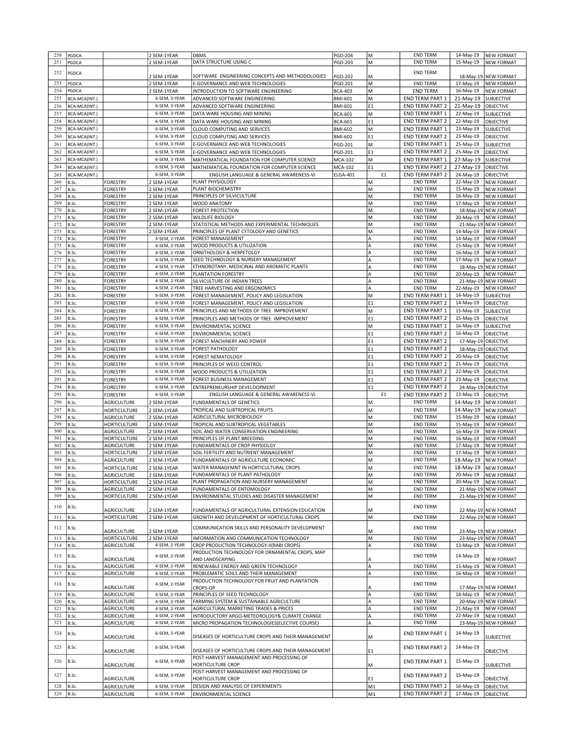| 250 | PGDCA | | 2 SEM-1YEAR | DBMS | PGD-204 | M | END TERM | 14-May-19 | NEW FORMAT |
|---|---|---|---|---|---|---|---|---|---|
| 251 | PGDCA | | 2 SEM-1YEAR | DATA STRUCTURE USING C | PGD-203 | M | END TERM | 15-May-19 | NEW FORMAT |
| 252 | PGDCA | | 2 SEM-1YEAR | SOFTWARE ENGINEERING CONCEPTS AND METHODOLOGIES | PGD-202 | M | END TERM | 18-May-19 | NEW FORMAT |
| 253 | PGDCA | | 2 SEM-1YEAR | E-GOVERNANCE AND WEB TECHNOLOGIES | PGD-201 | M | END TERM | 17-May-19 | NEW FORMAT |
| 254 | PGDCA | | 2 SEM-1YEAR | INTRODUCTION TO SOFTWARE ENGINEERING | BCA-403 | M | END TERM | 16-May-19 | NEW FORMAT |
| 255 | BCA-MCA(INT.) | | 6-SEM, 3-YEAR | ADVANCED SOFTWARE ENGINEERING | BMI-601 | M | END TERM PART 1 | 21-May-19 | SUBJECTIVE |
| 256 | BCA-MCA(INT.) | | 6-SEM, 3-YEAR | ADVANCED SOFTWARE ENGINEERING | BMI-601 | E1 | END TERM PART 2 | 21-May-19 | OBJECTIVE |
| 257 | BCA-MCA(INT.) | | 6-SEM, 3-YEAR | DATA WARE HOUSING AND MINING | BCA-601 | M | END TERM PART 1 | 22-May-19 | SUBJECTIVE |
| 258 | BCA-MCA(INT.) | | 6-SEM, 3-YEAR | DATA WARE HOUSING AND MINING | BCA-601 | E1 | END TERM PART 2 | 22-May-19 | OBJECTIVE |
| 259 | BCA-MCA(INT.) | | 6-SEM, 3-YEAR | CLOUD COMPUTING AND SERVICES | BMI-602 | M | END TERM PART 1 | 23-May-19 | SUBJECTIVE |
| 260 | BCA-MCA(INT.) | | 6-SEM, 3-YEAR | CLOUD COMPUTING AND SERVICES | BMI-602 | E1 | END TERM PART 2 | 23-May-19 | OBJECTIVE |
| 261 | BCA-MCA(INT.) | | 6-SEM, 3-YEAR | E-GOVERNANCE AND WEB TECHNOLOGIES | PGD-201 | M | END TERM PART 1 | 25-May-19 | SUBJECTIVE |
| 262 | BCA-MCA(INT.) | | 6-SEM, 3-YEAR | E-GOVERNANCE AND WEB TECHNOLOGIES | PGD-201 | E1 | END TERM PART 2 | 25-May-19 | OBJECTIVE |
| 263 | BCA-MCA(INT.) | | 6-SEM, 3-YEAR | MATHEMATICAL FOUNDATION FOR COMPUTER SCIENCE | MCA-102 | M | END TERM PART 1 | 27-May-19 | SUBJECTIVE |
| 264 | BCA-MCA(INT.) | | 6-SEM, 3-YEAR | MATHEMATICAL FOUNDATION FOR COMPUTER SCIENCE | MCA-102 | E1 | END TERM PART 2 | 27-May-19 | OBJECTIVE |
| 265 | BCA-MCA(INT.) | | 6-SEM, 3-YEAR | ENGLISH LANGUAGE & GENERAL AWARENESS-VI | ELGA-401 | E1 | END TERM PART 2 | 24-May-19 | OBJECTIVE |
| 266 | B.Sc. | FORESTRY | 2 SEM-1YEAR | PLANT PHYSIOLOGY | | M | END TERM | 22-May-19 | NEW FORMAT |
| 267 | B.Sc. | FORESTRY | 2 SEM-1YEAR | PLANT BIOCHEMISTRY | | M | END TERM | 15-May-19 | NEW FORMAT |
| 268 | B.Sc. | FORESTRY | 2 SEM-1YEAR | PRINCIPLES OF SILVICULTURE | | M | END TERM | 16-May-19 | NEW FORMAT |
| 269 | B.Sc. | FORESTRY | 2 SEM-1YEAR | WOOD ANATOMY | | M | END TERM | 17-May-19 | NEW FORMAT |
| 270 | B.Sc. | FORESTRY | 2 SEM-1YEAR | FOREST PROTECTION | | M | END TERM | 18-May-19 | NEW FORMAT |
| 271 | B.Sc. | FORESTRY | 2 SEM-1YEAR | WILDLIFE BIOLOGY | | M | END TERM | 20-May-19 | NEW FORMAT |
| 272 | B.Sc. | FORESTRY | 2 SEM-1YEAR | STATISTICAL METHODS AND EXPERIMENTAL TECHNIQUES | | M | END TERM | 21-May-19 | NEW FORMAT |
| 273 | B.Sc. | FORESTRY | 2 SEM-1YEAR | PRINCIPLES OF PLANT CYTOLOGY AND GENETICS | | M | END TERM | 14-May-19 | NEW FORMAT |
| 274 | B.Sc. | FORESTRY | 4-SEM, 2-YEAR | FOREST MANAGEMENT | | A | END TERM | 14-May-19 | NEW FORMAT |
| 275 | B.Sc. | FORESTRY | 4-SEM, 2-YEAR | WOOD PRODUCTS & UTILIZATION | | A | END TERM | 15-May-19 | NEW FORMAT |
| 276 | B.Sc. | FORESTRY | 4-SEM, 2-YEAR | ORNITHOLOGY & HERPETOLGY | | A | END TERM | 16-May-19 | NEW FORMAT |
| 277 | B.Sc. | FORESTRY | 4-SEM, 2-YEAR | SEED TECHNOLOGY & NURSERY MANAGEMENT | | A | END TERM | 17-May-19 | NEW FORMAT |
| 278 | B.Sc. | FORESTRY | 4-SEM, 2-YEAR | ETHNOBOTANY, MEDICINAL AND AROMATIC PLANTS | | A | END TERM | 18-May-19 | NEW FORMAT |
| 279 | B.Sc. | FORESTRY | 4-SEM, 2-YEAR | PLANTATION FORESTRY | | A | END TERM | 20-May-19 | NEW FORMAT |
| 280 | B.Sc. | FORESTRY | 4-SEM, 2-YEAR | SILVICULTURE OF INDIAN TREES | | A | END TERM | 21-May-19 | NEW FORMAT |
| 281 | B.Sc. | FORESTRY | 4-SEM, 2-YEAR | TREE HARVESTING AND ERGONOMICS | | A | END TERM | 22-May-19 | NEW FORMAT |
| 282 | B.Sc. | FORESTRY | 6-SEM, 3-YEAR | FOREST MANAGEMENT, POLICY AND LEGISLATION | | M | END TERM PART 1 | 14-May-19 | SUBJECTIVE |
| 283 | B.Sc. | FORESTRY | 6-SEM, 3-YEAR | FOREST MANAGEMENT, POLICY AND LEGISLATION | | E1 | END TERM PART 2 | 14-May-19 | OBJECTIVE |
| 284 | B.Sc. | FORESTRY | 6-SEM, 3-YEAR | PRINCIPLES AND METHODS OF TREE IMPROVEMENT | | M | END TERM PART 1 | 15-May-19 | SUBJECTIVE |
| 285 | B.Sc. | FORESTRY | 6-SEM, 3-YEAR | PRINCIPLES AND METHODS OF TREE IMPROVEMENT | | E1 | END TERM PART 2 | 15-May-19 | OBJECTIVE |
| 286 | B.Sc. | FORESTRY | 6-SEM, 3-YEAR | ENVIRONMENTAL SCIENCE | | M | END TERM PART 1 | 16-May-19 | SUBJECTIVE |
| 287 | B.Sc. | FORESTRY | 6-SEM, 3-YEAR | ENVIRONMENTAL SCIENCE | | E1 | END TERM PART 2 | 16-May-19 | OBJECTIVE |
| 288 | B.Sc. | FORESTRY | 6-SEM, 3-YEAR | FOREST MACHINERY AND POWER | | E1 | END TERM PART 2 | 17-May-19 | OBJECTIVE |
| 289 | B.Sc. | FORESTRY | 6-SEM, 3-YEAR | FOREST PATHOLOGY | | E1 | END TERM PART 2 | 18-May-19 | OBJECTIVE |
| 290 | B.Sc. | FORESTRY | 6-SEM, 3-YEAR | FOREST NEMATOLOGY | | E1 | END TERM PART 2 | 20-May-19 | OBJECTIVE |
| 291 | B.Sc. | FORESTRY | 6-SEM, 3-YEAR | PRINCIPLES OF WEED CONTROL | | E1 | END TERM PART 2 | 21-May-19 | OBJECTIVE |
| 292 | B.Sc. | FORESTRY | 6-SEM, 3-YEAR | WOOD PRODUCTS & UTILIZATION | | E1 | END TERM PART 2 | 22-May-19 | OBJECTIVE |
| 293 | B.Sc. | FORESTRY | 6-SEM, 3-YEAR | FOREST BUSINESS MANAGEMENT | | E1 | END TERM PART 2 | 23-May-19 | OBJECTIVE |
| 294 | B.Sc. | FORESTRY | 6-SEM, 3-YEAR | ENTREPRENEURSHIP DEVELOOPMENT | | E1 | END TERM PART 2 | 24-May-19 | OBJECTIVE |
| 295 | B.Sc. | FORESTRY | 6-SEM, 3-YEAR | ENGLISH LANGUAGE & GENERAL AWARENESS-VI | | E1 | END TERM PART 2 | 13-May-19 | OBJECTIVE |
| 296 | B.Sc. | AGRICULTURE | 2 SEM-1YEAR | FUNDAMENTALS OF GENETICS | | M | END TERM | 14-May-19 | NEW FORMAT |
| 297 | B.Sc. | HORTICULTURE | 2 SEM-1YEAR | TROPICAL AND SUBTROPICAL FRUITS | | M | END TERM | 14-May-19 | NEW FORMAT |
| 298 | B.Sc. | AGRICULTURE | 2 SEM-1YEAR | AGRICULTURAL MICROBIOLOGY | | M | END TERM | 15-May-19 | NEW FORMAT |
| 299 | B.Sc. | HORTICULTURE | 2 SEM-1YEAR | TROPICAL AND SUBTROPICAL VEGETABLES | | M | END TERM | 15-May-19 | NEW FORMAT |
| 300 | B.Sc. | AGRICULTURE | 2 SEM-1YEAR | SOIL AND WATER CONSERVATION ENGINEERING | | M | END TERM | 16-May-19 | NEW FORMAT |
| 301 | B.Sc. | HORTICULTURE | 2 SEM-1YEAR | PRINCIPLES OF PLANT BREEDING | | M | END TERM | 16-May-19 | NEW FORMAT |
| 302 | B.Sc. | AGRICULTURE | 2 SEM-1YEAR | FUNDAMENTALS OF CROP PHYSIOLGY | | M | END TERM | 17-May-19 | NEW FORMAT |
| 303 | B.Sc. | HORTICULTURE | 2 SEM-1YEAR | SOIL FERTILITY AND NUTRIENT MANAGEMENT | | M | END TERM | 17-May-19 | NEW FORMAT |
| 304 | B.Sc. | AGRICULTURE | 2 SEM-1YEAR | FUNDAMENTALS OF AGRICULTURE ECONOMIC | | M | END TERM | 18-May-19 | NEW FORMAT |
| 305 | B.Sc. | HORTICULTURE | 2 SEM-1YEAR | WATER MANAGEMNT IN HORTICULTURAL CROPS | | M | END TERM | 18-May-19 | NEW FORMAT |
| 306 | B.Sc. | AGRICULTURE | 2 SEM-1YEAR | FUNDAMENTALS OF PLANT PATHOLOGY | | M | END TERM | 20-May-19 | NEW FORMAT |
| 307 | B.Sc. | HORTICULTURE | 2 SEM-1YEAR | PLANT PROPAGATION AND NURSERY MANAGEMENT | | M | END TERM | 20-May-19 | NEW FORMAT |
| 308 | B.Sc. | AGRICULTURE | 2 SEM-1YEAR | FUNDAMENTALS OF ENTOMOLOGY | | M | END TERM | 21-May-19 | NEW FORMAT |
| 309 | B.Sc. | HORTICULTURE | 2 SEM-1YEAR | ENVIRONMENTAL STUDIES AND DISASTER MANAGEMENT | | M | END TERM | 21-May-19 | NEW FORMAT |
| 310 | B.Sc. | AGRICULTURE | 2 SEM-1YEAR | FUNDAMENTALS OF AGRICULTURAL EXTENSION EDUCATION | | M | END TERM | 22-May-19 | NEW FORMAT |
| 311 | B.Sc. | HORTICULTURE | 2 SEM-1YEAR | GROWTH AND DEVELOPMENT OF HORTICULTURAL CROPS | | M | END TERM | 22-May-19 | NEW FORMAT |
| 312 | B.Sc. | AGRICULTURE | 2 SEM-1YEAR | COMMUNICATION SKILLS AND PERSONALITY DEVELOPMENT | | M | END TERM | 23-May-19 | NEW FORMAT |
| 313 | B.Sc. | HORTICULTURE | 2 SEM-1YEAR | INFORMATION AND COMMUNICATION TECHNOLOGY | | M | END TERM | 23-May-19 | NEW FORMAT |
| 314 | B.Sc. | AGRICULTURE | 4-SEM, 2-YEAR | CROP PRODUCTION TECHNOLOGY-II(RABI CROPS) | | A | END TERM | 13-May-19 | NEW FORMAT |
| 315 | B.Sc. | AGRICULTURE | 4-SEM, 2-YEAR | PRODUCTION TECHNOLOGY FOR ORNAMENTAL CROPS, MAP AND LANDSCAPING | | A | END TERM | 14-May-19 | NEW FORMAT |
| 316 | B.Sc. | AGRICULTURE | 4-SEM, 2-YEAR | RENEWABLE ENERGY AND GREEN TECHNOLOGY | | A | END TERM | 15-May-19 | NEW FORMAT |
| 317 | B.Sc. | AGRICULTURE | 4-SEM, 2-YEAR | PROBLEMATIC SOILS AND THEIR MANAGEMENT | | A | END TERM | 16-May-19 | NEW FORMAT |
| 318 | B.Sc. | AGRICULTURE | 4-SEM, 2-YEAR | PRODUCTION TECHNOLOGY FOR FRUIT AND PLANTATION CROPS-OP | | A | END TERM | 17-May-19 | NEW FORMAT |
| 319 | B.Sc. | AGRICULTURE | 4-SEM, 2-YEAR | PRINCIPLES OF SEED TECHNOLOGY | | A | END TERM | 18-May-19 | NEW FORMAT |
| 320 | B.Sc. | AGRICULTURE | 4-SEM, 2-YEAR | FARMING SYSTEM & SUSTAINABLE AGRICULTURE | | A | END TERM | 20-May-19 | NEW FORMAT |
| 321 | B.Sc. | AGRICULTURE | 4-SEM, 2-YEAR | AGRICULTURAL MARKETING TRADES & PRICES | | A | END TERM | 21-May-19 | NEW FORMAT |
| 322 | B.Sc. | AGRICULTURE | 4-SEM, 2-YEAR | INTRODUCTORY ARGO-METEOROLOGY& CLIMATE CHANGE | | A | END TERM | 22-May-19 | NEW FORMAT |
| 323 | B.Sc. | AGRICULTURE | 4-SEM, 2-YEAR | MICRO PROPAGATION TECHNOLOGIES(ELECTIVE COURSE) | | A | END TERM | 23-May-19 | NEW FORMAT |
| 324 | B.Sc. | AGRICULTURE | 6-SEM, 3-YEAR | DISEASES OF HORTICULTURE CROPS AND THEIR MANAGEMENT | | M | END TERM PART 1 | 14-May-19 | SUBJECTIVE |
| 325 | B.Sc. | AGRICULTURE | 6-SEM, 3-YEAR | DISEASES OF HORTICULTURE CROPS AND THEIR MANAGEMENT | | E1 | END TERM PART 2 | 14-May-19 | OBJECTIVE |
| 326 | B.Sc. | AGRICULTURE | 6-SEM, 3-YEAR | POST-HARVEST MANAGEMENT AND PROCESSING OF HORTICULTURE CROP | | M | END TERM PART 1 | 15-May-19 | SUBJECTIVE |
| 327 | B.Sc. | AGRICULTURE | 6-SEM, 3-YEAR | POST-HARVEST MANAGEMENT AND PROCESSING OF HORTICULTURE CROP | | E1 | END TERM PART 2 | 15-May-19 | OBJECTIVE |
| 328 | B.Sc. | AGRICULTURE | 6-SEM, 3-YEAR | DESIGN AND ANALYSIS OF EXPERIMENTS | | M1 | END TERM PART 2 | 16-May-19 | OBJECTIVE |
| 329 | B.Sc. | AGRICULTURE | 6-SEM, 3-YEAR | ENVIRONMENTAL SCIENCE | | M1 | END TERM PART 2 | 17-May-19 | OBJECTIVE |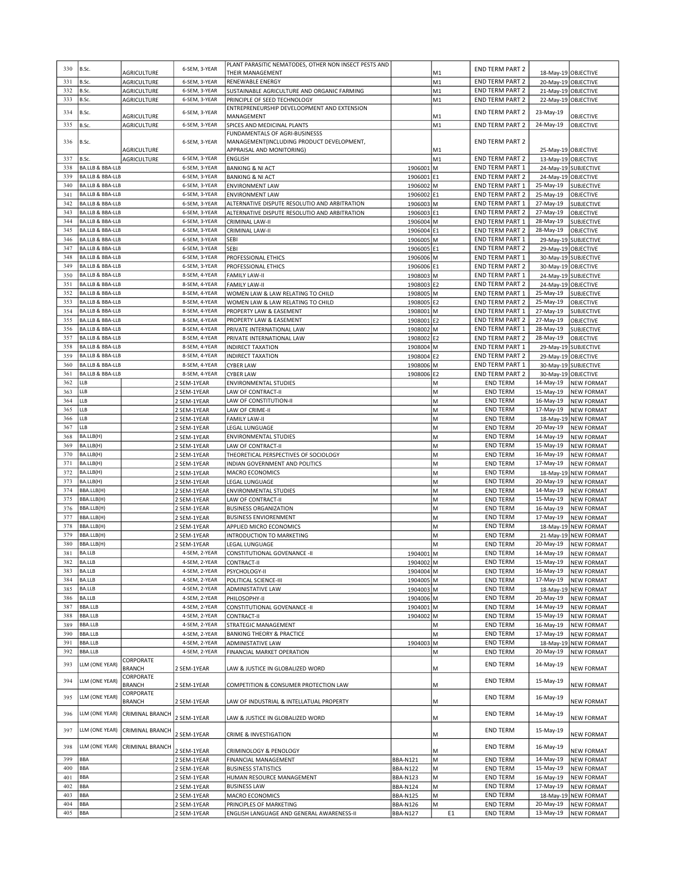| 330 | B.Sc. | AGRICULTURE | 6-SEM, 3-YEAR | PLANT PARASITIC NEMATODES, OTHER NON INSECT PESTS AND THEIR MANAGEMENT | | M1 | END TERM PART 2 | 18-May-19 | OBJECTIVE |
|---|---|---|---|---|---|---|---|---|---|
| 331 | B.Sc. | AGRICULTURE | 6-SEM, 3-YEAR | RENEWABLE ENERGY | | M1 | END TERM PART 2 | 20-May-19 | OBJECTIVE |
| 332 | B.Sc. | AGRICULTURE | 6-SEM, 3-YEAR | SUSTAINABLE AGRICULTURE AND ORGANIC FARMING | | M1 | END TERM PART 2 | 21-May-19 | OBJECTIVE |
| 333 | B.Sc. | AGRICULTURE | 6-SEM, 3-YEAR | PRINCIPLE OF SEED TECHNOLOGY | | M1 | END TERM PART 2 | 22-May-19 | OBJECTIVE |
| 334 | B.Sc. | AGRICULTURE | 6-SEM, 3-YEAR | ENTREPRENEURSHIP DEVELOOPMENT AND EXTENSION MANAGEMENT | | M1 | END TERM PART 2 | 23-May-19 | OBJECTIVE |
| 335 | B.Sc. | AGRICULTURE | 6-SEM, 3-YEAR | SPICES AND MEDICINAL PLANTS | | M1 | END TERM PART 2 | 24-May-19 | OBJECTIVE |
| 336 | B.Sc. | AGRICULTURE | 6-SEM, 3-YEAR | FUNDAMENTALS OF AGRI-BUSINESSS MANAGEMENT(INCLUDING PRODUCT DEVELOPMENT, APPRAISAL AND MONITORING) | | M1 | END TERM PART 2 | 25-May-19 | OBJECTIVE |
| 337 | B.Sc. | AGRICULTURE | 6-SEM, 3-YEAR | ENGLISH | | M1 | END TERM PART 2 | 13-May-19 | OBJECTIVE |
| 338 | BA.LLB & BBA-LLB | | 6-SEM, 3-YEAR | BANKING & NI ACT | 1906001 | M | END TERM PART 1 | 24-May-19 | SUBJECTIVE |
| 339 | BA.LLB & BBA-LLB | | 6-SEM, 3-YEAR | BANKING & NI ACT | 1906001 | E1 | END TERM PART 2 | 24-May-19 | OBJECTIVE |
| 340 | BA.LLB & BBA-LLB | | 6-SEM, 3-YEAR | ENVIRONMENT LAW | 1906002 | M | END TERM PART 1 | 25-May-19 | SUBJECTIVE |
| 341 | BA.LLB & BBA-LLB | | 6-SEM, 3-YEAR | ENVIRONMENT LAW | 1906002 | E1 | END TERM PART 2 | 25-May-19 | OBJECTIVE |
| 342 | BA.LLB & BBA-LLB | | 6-SEM, 3-YEAR | ALTERNATIVE DISPUTE RESOLUTIO AND ARBITRATION | 1906003 | M | END TERM PART 1 | 27-May-19 | SUBJECTIVE |
| 343 | BA.LLB & BBA-LLB | | 6-SEM, 3-YEAR | ALTERNATIVE DISPUTE RESOLUTIO AND ARBITRATION | 1906003 | E1 | END TERM PART 2 | 27-May-19 | OBJECTIVE |
| 344 | BA.LLB & BBA-LLB | | 6-SEM, 3-YEAR | CRIMINAL LAW-II | 1906004 | M | END TERM PART 1 | 28-May-19 | SUBJECTIVE |
| 345 | BA.LLB & BBA-LLB | | 6-SEM, 3-YEAR | CRIMINAL LAW-II | 1906004 | E1 | END TERM PART 2 | 28-May-19 | OBJECTIVE |
| 346 | BA.LLB & BBA-LLB | | 6-SEM, 3-YEAR | SEBI | 1906005 | M | END TERM PART 1 | 29-May-19 | SUBJECTIVE |
| 347 | BA.LLB & BBA-LLB | | 6-SEM, 3-YEAR | SEBI | 1906005 | E1 | END TERM PART 2 | 29-May-19 | OBJECTIVE |
| 348 | BA.LLB & BBA-LLB | | 6-SEM, 3-YEAR | PROFESSIONAL ETHICS | 1906006 | M | END TERM PART 1 | 30-May-19 | SUBJECTIVE |
| 349 | BA.LLB & BBA-LLB | | 6-SEM, 3-YEAR | PROFESSIONAL ETHICS | 1906006 | E1 | END TERM PART 2 | 30-May-19 | OBJECTIVE |
| 350 | BA.LLB & BBA-LLB | | 8-SEM, 4-YEAR | FAMILY LAW-II | 1908003 | M | END TERM PART 1 | 24-May-19 | SUBJECTIVE |
| 351 | BA.LLB & BBA-LLB | | 8-SEM, 4-YEAR | FAMILY LAW-II | 1908003 | E2 | END TERM PART 2 | 24-May-19 | OBJECTIVE |
| 352 | BA.LLB & BBA-LLB | | 8-SEM, 4-YEAR | WOMEN LAW & LAW RELATING TO CHILD | 1908005 | M | END TERM PART 1 | 25-May-19 | SUBJECTIVE |
| 353 | BA.LLB & BBA-LLB | | 8-SEM, 4-YEAR | WOMEN LAW & LAW RELATING TO CHILD | 1908005 | E2 | END TERM PART 2 | 25-May-19 | OBJECTIVE |
| 354 | BA.LLB & BBA-LLB | | 8-SEM, 4-YEAR | PROPERTY LAW & EASEMENT | 1908001 | M | END TERM PART 1 | 27-May-19 | SUBJECTIVE |
| 355 | BA.LLB & BBA-LLB | | 8-SEM, 4-YEAR | PROPERTY LAW & EASEMENT | 1908001 | E2 | END TERM PART 2 | 27-May-19 | OBJECTIVE |
| 356 | BA.LLB & BBA-LLB | | 8-SEM, 4-YEAR | PRIVATE INTERNATIONAL LAW | 1908002 | M | END TERM PART 1 | 28-May-19 | SUBJECTIVE |
| 357 | BA.LLB & BBA-LLB | | 8-SEM, 4-YEAR | PRIVATE INTERNATIONAL LAW | 1908002 | E2 | END TERM PART 2 | 28-May-19 | OBJECTIVE |
| 358 | BA.LLB & BBA-LLB | | 8-SEM, 4-YEAR | INDIRECT TAXATION | 1908004 | M | END TERM PART 1 | 29-May-19 | SUBJECTIVE |
| 359 | BA.LLB & BBA-LLB | | 8-SEM, 4-YEAR | INDIRECT TAXATION | 1908004 | E2 | END TERM PART 2 | 29-May-19 | OBJECTIVE |
| 360 | BA.LLB & BBA-LLB | | 8-SEM, 4-YEAR | CYBER LAW | 1908006 | M | END TERM PART 1 | 30-May-19 | SUBJECTIVE |
| 361 | BA.LLB & BBA-LLB | | 8-SEM, 4-YEAR | CYBER LAW | 1908006 | E2 | END TERM PART 2 | 30-May-19 | OBJECTIVE |
| 362 | LLB | | 2 SEM-1YEAR | ENVIRONMENTAL STUDIES | | M | END TERM | 14-May-19 | NEW FORMAT |
| 363 | LLB | | 2 SEM-1YEAR | LAW OF CONTRACT-II | | M | END TERM | 15-May-19 | NEW FORMAT |
| 364 | LLB | | 2 SEM-1YEAR | LAW OF CONSTITUTION-II | | M | END TERM | 16-May-19 | NEW FORMAT |
| 365 | LLB | | 2 SEM-1YEAR | LAW OF CRIME-II | | M | END TERM | 17-May-19 | NEW FORMAT |
| 366 | LLB | | 2 SEM-1YEAR | FAMILY LAW-II | | M | END TERM | 18-May-19 | NEW FORMAT |
| 367 | LLB | | 2 SEM-1YEAR | LEGAL LUNGUAGE | | M | END TERM | 20-May-19 | NEW FORMAT |
| 368 | BA.LLB(H) | | 2 SEM-1YEAR | ENVIRONMENTAL STUDIES | | M | END TERM | 14-May-19 | NEW FORMAT |
| 369 | BA.LLB(H) | | 2 SEM-1YEAR | LAW OF CONTRACT-II | | M | END TERM | 15-May-19 | NEW FORMAT |
| 370 | BA.LLB(H) | | 2 SEM-1YEAR | THEORETICAL PERSPECTIVES OF SOCIOLOGY | | M | END TERM | 16-May-19 | NEW FORMAT |
| 371 | BA.LLB(H) | | 2 SEM-1YEAR | INDIAN GOVERNMENT AND POLITICS | | M | END TERM | 17-May-19 | NEW FORMAT |
| 372 | BA.LLB(H) | | 2 SEM-1YEAR | MACRO ECONOMICS | | M | END TERM | 18-May-19 | NEW FORMAT |
| 373 | BA.LLB(H) | | 2 SEM-1YEAR | LEGAL LUNGUAGE | | M | END TERM | 20-May-19 | NEW FORMAT |
| 374 | BBA.LLB(H) | | 2 SEM-1YEAR | ENVIRONMENTAL STUDIES | | M | END TERM | 14-May-19 | NEW FORMAT |
| 375 | BBA.LLB(H) | | 2 SEM-1YEAR | LAW OF CONTRACT-II | | M | END TERM | 15-May-19 | NEW FORMAT |
| 376 | BBA.LLB(H) | | 2 SEM-1YEAR | BUSINESS ORGANIZATION | | M | END TERM | 16-May-19 | NEW FORMAT |
| 377 | BBA.LLB(H) | | 2 SEM-1YEAR | BUSINESS ENVIORENMENT | | M | END TERM | 17-May-19 | NEW FORMAT |
| 378 | BBA.LLB(H) | | 2 SEM-1YEAR | APPLIED MICRO ECONOMICS | | M | END TERM | 18-May-19 | NEW FORMAT |
| 379 | BBA.LLB(H) | | 2 SEM-1YEAR | INTRODUCTION TO MARKETING | | M | END TERM | 21-May-19 | NEW FORMAT |
| 380 | BBA.LLB(H) | | 2 SEM-1YEAR | LEGAL LUNGUAGE | | M | END TERM | 20-May-19 | NEW FORMAT |
| 381 | BA.LLB | | 4-SEM, 2-YEAR | CONSTITUTIONAL GOVENANCE -II | 1904001 | M | END TERM | 14-May-19 | NEW FORMAT |
| 382 | BA.LLB | | 4-SEM, 2-YEAR | CONTRACT-II | 1904002 | M | END TERM | 15-May-19 | NEW FORMAT |
| 383 | BA.LLB | | 4-SEM, 2-YEAR | PSYCHOLOGY-II | 1904004 | M | END TERM | 16-May-19 | NEW FORMAT |
| 384 | BA.LLB | | 4-SEM, 2-YEAR | POLITICAL SCIENCE-III | 1904005 | M | END TERM | 17-May-19 | NEW FORMAT |
| 385 | BA.LLB | | 4-SEM, 2-YEAR | ADMINISTATIVE LAW | 1904003 | M | END TERM | 18-May-19 | NEW FORMAT |
| 386 | BA.LLB | | 4-SEM, 2-YEAR | PHILOSOPHY-II | 1904006 | M | END TERM | 20-May-19 | NEW FORMAT |
| 387 | BBA.LLB | | 4-SEM, 2-YEAR | CONSTITUTIONAL GOVENANCE -II | 1904001 | M | END TERM | 14-May-19 | NEW FORMAT |
| 388 | BBA.LLB | | 4-SEM, 2-YEAR | CONTRACT-II | 1904002 | M | END TERM | 15-May-19 | NEW FORMAT |
| 389 | BBA.LLB | | 4-SEM, 2-YEAR | STRATEGIC MANAGEMENT | | M | END TERM | 16-May-19 | NEW FORMAT |
| 390 | BBA.LLB | | 4-SEM, 2-YEAR | BANKING THEORY & PRACTICE | | M | END TERM | 17-May-19 | NEW FORMAT |
| 391 | BBA.LLB | | 4-SEM, 2-YEAR | ADMINISTATIVE LAW | 1904003 | M | END TERM | 18-May-19 | NEW FORMAT |
| 392 | BBA.LLB | | 4-SEM, 2-YEAR | FINANCIAL MARKET OPERATION | | M | END TERM | 20-May-19 | NEW FORMAT |
| 393 | LLM (ONE YEAR) | CORPORATE BRANCH | 2 SEM-1YEAR | LAW & JUSTICE IN GLOBALIZED WORD | | M | END TERM | 14-May-19 | NEW FORMAT |
| 394 | LLM (ONE YEAR) | CORPORATE BRANCH | 2 SEM-1YEAR | COMPETITION & CONSUMER PROTECTION LAW | | M | END TERM | 15-May-19 | NEW FORMAT |
| 395 | LLM (ONE YEAR) | CORPORATE BRANCH | 2 SEM-1YEAR | LAW OF INDUSTRIAL & INTELLATUAL PROPERTY | | M | END TERM | 16-May-19 | NEW FORMAT |
| 396 | LLM (ONE YEAR) | CRIMINAL BRANCH | 2 SEM-1YEAR | LAW & JUSTICE IN GLOBALIZED WORD | | M | END TERM | 14-May-19 | NEW FORMAT |
| 397 | LLM (ONE YEAR) | CRIMINAL BRANCH | 2 SEM-1YEAR | CRIME & INVESTIGATION | | M | END TERM | 15-May-19 | NEW FORMAT |
| 398 | LLM (ONE YEAR) | CRIMINAL BRANCH | 2 SEM-1YEAR | CRIMINOLOGY & PENOLOGY | | M | END TERM | 16-May-19 | NEW FORMAT |
| 399 | BBA | | 2 SEM-1YEAR | FINANCIAL MANAGEMENT | BBA-N121 | M | END TERM | 14-May-19 | NEW FORMAT |
| 400 | BBA | | 2 SEM-1YEAR | BUSINESS STATISTICS | BBA-N122 | M | END TERM | 15-May-19 | NEW FORMAT |
| 401 | BBA | | 2 SEM-1YEAR | HUMAN RESOURCE MANAGEMENT | BBA-N123 | M | END TERM | 16-May-19 | NEW FORMAT |
| 402 | BBA | | 2 SEM-1YEAR | BUSINESS LAW | BBA-N124 | M | END TERM | 17-May-19 | NEW FORMAT |
| 403 | BBA | | 2 SEM-1YEAR | MACRO ECONOMICS | BBA-N125 | M | END TERM | 18-May-19 | NEW FORMAT |
| 404 | BBA | | 2 SEM-1YEAR | PRINCIPLES OF MARKETING | BBA-N126 | M | END TERM | 20-May-19 | NEW FORMAT |
| 405 | BBA | | 2 SEM-1YEAR | ENGLISH LANGUAGE AND GENERAL AWARENESS-II | BBA-N127 | E1 | END TERM | 13-May-19 | NEW FORMAT |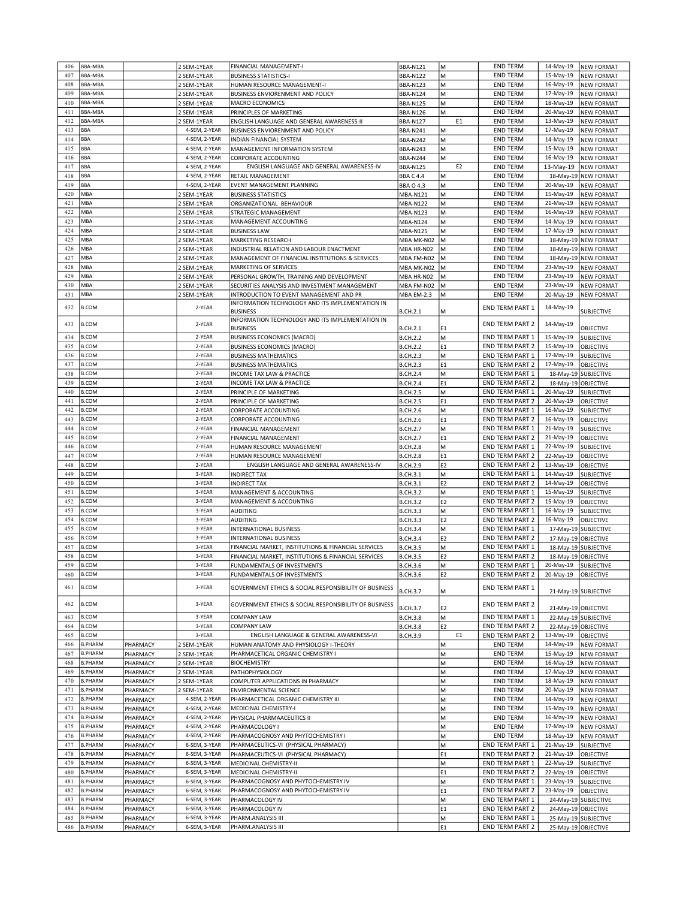| 406 | BBA-MBA | | 2 SEM-1YEAR | FINANCIAL MANAGEMENT-I | BBA-N121 | M | END TERM | 14-May-19 | NEW FORMAT |
|---|---|---|---|---|---|---|---|---|---|
| 407 | BBA-MBA | | 2 SEM-1YEAR | BUSINESS STATISTICS-I | BBA-N122 | M | END TERM | 15-May-19 | NEW FORMAT |
| 408 | BBA-MBA | | 2 SEM-1YEAR | HUMAN RESOURCE MANAGEMENT-I | BBA-N123 | M | END TERM | 16-May-19 | NEW FORMAT |
| 409 | BBA-MBA | | 2 SEM-1YEAR | BUSINESS ENVIORENMENT AND POLICY | BBA-N124 | M | END TERM | 17-May-19 | NEW FORMAT |
| 410 | BBA-MBA | | 2 SEM-1YEAR | MACRO ECONOMICS | BBA-N125 | M | END TERM | 18-May-19 | NEW FORMAT |
| 411 | BBA-MBA | | 2 SEM-1YEAR | PRINCIPLES OF MARKETING | BBA-N126 | M | END TERM | 20-May-19 | NEW FORMAT |
| 412 | BBA-MBA | | 2 SEM-1YEAR | ENGLISH LANGUAGE AND GENERAL AWARENESS-II | BBA-N127 | E1 | END TERM | 13-May-19 | NEW FORMAT |
| 413 | BBA | | 4-SEM, 2-YEAR | BUSINESS ENVIORENMENT AND POLICY | BBA-N241 | M | END TERM | 17-May-19 | NEW FORMAT |
| 414 | BBA | | 4-SEM, 2-YEAR | INDIAN FINANCIAL SYSTEM | BBA-N242 | M | END TERM | 14-May-19 | NEW FORMAT |
| 415 | BBA | | 4-SEM, 2-YEAR | MANAGEMENT INFORMATION SYSTEM | BBA-N243 | M | END TERM | 15-May-19 | NEW FORMAT |
| 416 | BBA | | 4-SEM, 2-YEAR | CORPORATE ACCOUNTING | BBA-N244 | M | END TERM | 16-May-19 | NEW FORMAT |
| 417 | BBA | | 4-SEM, 2-YEAR | ENGLISH LANGUAGE AND GENERAL AWARENESS-IV | BBA-N125 | E2 | END TERM | 13-May-19 | NEW FORMAT |
| 418 | BBA | | 4-SEM, 2-YEAR | RETAIL MANAGEMENT | BBA C 4.4 | M | END TERM | 18-May-19 | NEW FORMAT |
| 419 | BBA | | 4-SEM, 2-YEAR | EVENT MANAGEMENT PLANNING | BBA O 4.3 | M | END TERM | 20-May-19 | NEW FORMAT |
| 420 | MBA | | 2 SEM-1YEAR | BUSINESS STATISTICS | MBA-N121 | M | END TERM | 15-May-19 | NEW FORMAT |
| 421 | MBA | | 2 SEM-1YEAR | ORGANIZATIONAL BEHAVIOUR | MBA-N122 | M | END TERM | 21-May-19 | NEW FORMAT |
| 422 | MBA | | 2 SEM-1YEAR | STRATEGIC MANAGEMENT | MBA-N123 | M | END TERM | 16-May-19 | NEW FORMAT |
| 423 | MBA | | 2 SEM-1YEAR | MANAGEMENT ACCOUNTING | MBA-N124 | M | END TERM | 14-May-19 | NEW FORMAT |
| 424 | MBA | | 2 SEM-1YEAR | BUSINESS LAW | MBA-N125 | M | END TERM | 17-May-19 | NEW FORMAT |
| 425 | MBA | | 2 SEM-1YEAR | MARKETING RESEARCH | MBA MK-N02 | M | END TERM | 18-May-19 | NEW FORMAT |
| 426 | MBA | | 2 SEM-1YEAR | INDUSTRIAL RELATION AND LABOUR ENACTMENT | MBA HR-N02 | M | END TERM | 18-May-19 | NEW FORMAT |
| 427 | MBA | | 2 SEM-1YEAR | MANAGEMENT OF FINANCIAL INSTITUTIONS & SERVICES | MBA FM-N02 | M | END TERM | 18-May-19 | NEW FORMAT |
| 428 | MBA | | 2 SEM-1YEAR | MARKETING OF SERVICES | MBA MK-N02 | M | END TERM | 23-May-19 | NEW FORMAT |
| 429 | MBA | | 2 SEM-1YEAR | PERSONAL GROWTH, TRAINING AND DEVELOPMENT | MBA HR-N02 | M | END TERM | 23-May-19 | NEW FORMAT |
| 430 | MBA | | 2 SEM-1YEAR | SECURITIES ANALYSIS AND INVESTMENT MANAGEMENT | MBA FM-N02 | M | END TERM | 23-May-19 | NEW FORMAT |
| 431 | MBA | | 2 SEM-1YEAR | INTRODUCTION TO EVENT MANAGEMENT AND PR | MBA EM-2.3 | M | END TERM | 20-May-19 | NEW FORMAT |
| 432 | B.COM | | 2-YEAR | INFORMATION TECHNOLOGY AND ITS IMPLEMENTATION IN BUSINESS | B.CH.2.1 | M | END TERM PART 1 | 14-May-19 | SUBJECTIVE |
| 433 | B.COM | | 2-YEAR | INFORMATION TECHNOLOGY AND ITS IMPLEMENTATION IN BUSINESS | B.CH.2.1 | E1 | END TERM PART 2 | 14-May-19 | OBJECTIVE |
| 434 | B.COM | | 2-YEAR | BUSINESS ECONOMICS (MACRO) | B.CH.2.2 | M | END TERM PART 1 | 15-May-19 | SUBJECTIVE |
| 435 | B.COM | | 2-YEAR | BUSINESS ECONOMICS (MACRO) | B.CH.2.2 | E1 | END TERM PART 2 | 15-May-19 | OBJECTIVE |
| 436 | B.COM | | 2-YEAR | BUSINESS MATHEMATICS | B.CH.2.3 | M | END TERM PART 1 | 17-May-19 | SUBJECTIVE |
| 437 | B.COM | | 2-YEAR | BUSINESS MATHEMATICS | B.CH.2.3 | E1 | END TERM PART 2 | 17-May-19 | OBJECTIVE |
| 438 | B.COM | | 2-YEAR | INCOME TAX LAW & PRACTICE | B.CH.2.4 | M | END TERM PART 1 | 18-May-19 | SUBJECTIVE |
| 439 | B.COM | | 2-YEAR | INCOME TAX LAW & PRACTICE | B.CH.2.4 | E1 | END TERM PART 2 | 18-May-19 | OBJECTIVE |
| 440 | B.COM | | 2-YEAR | PRINCIPLE OF MARKETING | B.CH.2.5 | M | END TERM PART 1 | 20-May-19 | SUBJECTIVE |
| 441 | B.COM | | 2-YEAR | PRINCIPLE OF MARKETING | B.CH.2.5 | E1 | END TERM PART 2 | 20-May-19 | OBJECTIVE |
| 442 | B.COM | | 2-YEAR | CORPORATE ACCOUNTING | B.CH.2.6 | M | END TERM PART 1 | 16-May-19 | SUBJECTIVE |
| 443 | B.COM | | 2-YEAR | CORPORATE ACCOUNTING | B.CH.2.6 | E1 | END TERM PART 2 | 16-May-19 | OBJECTIVE |
| 444 | B.COM | | 2-YEAR | FINANCIAL MANAGEMENT | B.CH.2.7 | M | END TERM PART 1 | 21-May-19 | SUBJECTIVE |
| 445 | B.COM | | 2-YEAR | FINANCIAL MANAGEMENT | B.CH.2.7 | E1 | END TERM PART 2 | 21-May-19 | OBJECTIVE |
| 446 | B.COM | | 2-YEAR | HUMAN RESOURCE MANAGEMENT | B.CH.2.8 | M | END TERM PART 1 | 22-May-19 | SUBJECTIVE |
| 447 | B.COM | | 2-YEAR | HUMAN RESOURCE MANAGEMENT | B.CH.2.8 | E1 | END TERM PART 2 | 22-May-19 | OBJECTIVE |
| 448 | B.COM | | 2-YEAR | ENGLISH LANGUAGE AND GENERAL AWARENESS-IV | B.CH.2.9 | E2 | END TERM PART 2 | 13-May-19 | OBJECTIVE |
| 449 | B.COM | | 3-YEAR | INDIRECT TAX | B.CH.3.1 | M | END TERM PART 1 | 14-May-19 | SUBJECTIVE |
| 450 | B.COM | | 3-YEAR | INDIRECT TAX | B.CH.3.1 | E2 | END TERM PART 2 | 14-May-19 | OBJECTIVE |
| 451 | B.COM | | 3-YEAR | MANAGEMENT & ACCOUNTING | B.CH.3.2 | M | END TERM PART 1 | 15-May-19 | SUBJECTIVE |
| 452 | B.COM | | 3-YEAR | MANAGEMENT & ACCOUNTING | B.CH.3.2 | E2 | END TERM PART 2 | 15-May-19 | OBJECTIVE |
| 453 | B.COM | | 3-YEAR | AUDITING | B.CH.3.3 | M | END TERM PART 1 | 16-May-19 | SUBJECTIVE |
| 454 | B.COM | | 3-YEAR | AUDITING | B.CH.3.3 | E2 | END TERM PART 2 | 16-May-19 | OBJECTIVE |
| 455 | B.COM | | 3-YEAR | INTERNATIONAL BUSINESS | B.CH.3.4 | M | END TERM PART 1 | 17-May-19 | SUBJECTIVE |
| 456 | B.COM | | 3-YEAR | INTERNATIONAL BUSINESS | B.CH.3.4 | E2 | END TERM PART 2 | 17-May-19 | OBJECTIVE |
| 457 | B.COM | | 3-YEAR | FINANCIAL MARKET, INSTITUTIONS & FINANCIAL SERVICES | B.CH.3.5 | M | END TERM PART 1 | 18-May-19 | SUBJECTIVE |
| 458 | B.COM | | 3-YEAR | FINANCIAL MARKET, INSTITUTIONS & FINANCIAL SERVICES | B.CH.3.5 | E2 | END TERM PART 2 | 18-May-19 | OBJECTIVE |
| 459 | B.COM | | 3-YEAR | FUNDAMENTALS OF INVESTMENTS | B.CH.3.6 | M | END TERM PART 1 | 20-May-19 | SUBJECTIVE |
| 460 | B.COM | | 3-YEAR | FUNDAMENTALS OF INVESTMENTS | B.CH.3.6 | E2 | END TERM PART 2 | 20-May-19 | OBJECTIVE |
| 461 | B.COM | | 3-YEAR | GOVERNMENT ETHICS & SOCIAL RESPONSIBILITY OF BUSINESS | B.CH.3.7 | M | END TERM PART 1 | 21-May-19 | SUBJECTIVE |
| 462 | B.COM | | 3-YEAR | GOVERNMENT ETHICS & SOCIAL RESPONSIBILITY OF BUSINESS | B.CH.3.7 | E2 | END TERM PART 2 | 21-May-19 | OBJECTIVE |
| 463 | B.COM | | 3-YEAR | COMPANY LAW | B.CH.3.8 | M | END TERM PART 1 | 22-May-19 | SUBJECTIVE |
| 464 | B.COM | | 3-YEAR | COMPANY LAW | B.CH.3.8 | E2 | END TERM PART 2 | 22-May-19 | OBJECTIVE |
| 465 | B.COM | | 3-YEAR | ENGLISH LANGUAGE & GENERAL AWARENESS-VI | B.CH.3.9 | E1 | END TERM PART 2 | 13-May-19 | OBJECTIVE |
| 466 | B.PHARM | PHARMACY | 2 SEM-1YEAR | HUMAN ANATOMY AND PHYSIOLOGY I-THEORY | | M | END TERM | 14-May-19 | NEW FORMAT |
| 467 | B.PHARM | PHARMACY | 2 SEM-1YEAR | PHARMACETICAL ORGANIC CHEMISTRY I | | M | END TERM | 15-May-19 | NEW FORMAT |
| 468 | B.PHARM | PHARMACY | 2 SEM-1YEAR | BIOCHEMISTRY | | M | END TERM | 16-May-19 | NEW FORMAT |
| 469 | B.PHARM | PHARMACY | 2 SEM-1YEAR | PATHOPHYSIOLOGY | | M | END TERM | 17-May-19 | NEW FORMAT |
| 470 | B.PHARM | PHARMACY | 2 SEM-1YEAR | COMPUTER APPLICATIONS IN PHARMACY | | M | END TERM | 18-May-19 | NEW FORMAT |
| 471 | B.PHARM | PHARMACY | 2 SEM-1YEAR | ENVIRONMENTAL SCIENCE | | M | END TERM | 20-May-19 | NEW FORMAT |
| 472 | B.PHARM | PHARMACY | 4-SEM, 2-YEAR | PHARMACETICAL ORGANIC CHEMISTRY III | | M | END TERM | 14-May-19 | NEW FORMAT |
| 473 | B.PHARM | PHARMACY | 4-SEM, 2-YEAR | MEDICINAL CHEMISTRY-I | | M | END TERM | 15-May-19 | NEW FORMAT |
| 474 | B.PHARM | PHARMACY | 4-SEM, 2-YEAR | PHYSICAL PHARMAACEUTICS II | | M | END TERM | 16-May-19 | NEW FORMAT |
| 475 | B.PHARM | PHARMACY | 4-SEM, 2-YEAR | PHARMACOLOGY I | | M | END TERM | 17-May-19 | NEW FORMAT |
| 476 | B.PHARM | PHARMACY | 4-SEM, 2-YEAR | PHARMACOGNOSY AND PHYTOCHEMISTRY I | | M | END TERM | 18-May-19 | NEW FORMAT |
| 477 | B.PHARM | PHARMACY | 6-SEM, 3-YEAR | PHARMACEUTICS-VI (PHYSICAL PHARMACY) | | M | END TERM PART 1 | 21-May-19 | SUBJECTIVE |
| 478 | B.PHARM | PHARMACY | 6-SEM, 3-YEAR | PHARMACEUTICS-VI (PHYSICAL PHARMACY) | | E1 | END TERM PART 2 | 21-May-19 | OBJECTIVE |
| 479 | B.PHARM | PHARMACY | 6-SEM, 3-YEAR | MEDICINAL CHEMISTRY-II | | M | END TERM PART 1 | 22-May-19 | SUBJECTIVE |
| 480 | B.PHARM | PHARMACY | 6-SEM, 3-YEAR | MEDICINAL CHEMISTRY-II | | E1 | END TERM PART 2 | 22-May-19 | OBJECTIVE |
| 481 | B.PHARM | PHARMACY | 6-SEM, 3-YEAR | PHARMACOGNOSY AND PHYTOCHEMISTRY IV | | M | END TERM PART 1 | 23-May-19 | SUBJECTIVE |
| 482 | B.PHARM | PHARMACY | 6-SEM, 3-YEAR | PHARMACOGNOSY AND PHYTOCHEMISTRY IV | | E1 | END TERM PART 2 | 23-May-19 | OBJECTIVE |
| 483 | B.PHARM | PHARMACY | 6-SEM, 3-YEAR | PHARMACOLOGY IV | | M | END TERM PART 1 | 24-May-19 | SUBJECTIVE |
| 484 | B.PHARM | PHARMACY | 6-SEM, 3-YEAR | PHARMACOLOGY IV | | E1 | END TERM PART 2 | 24-May-19 | OBJECTIVE |
| 485 | B.PHARM | PHARMACY | 6-SEM, 3-YEAR | PHARM.ANALYSIS III | | M | END TERM PART 1 | 25-May-19 | SUBJECTIVE |
| 486 | B.PHARM | PHARMACY | 6-SEM, 3-YEAR | PHARM.ANALYSIS III | | E1 | END TERM PART 2 | 25-May-19 | OBJECTIVE |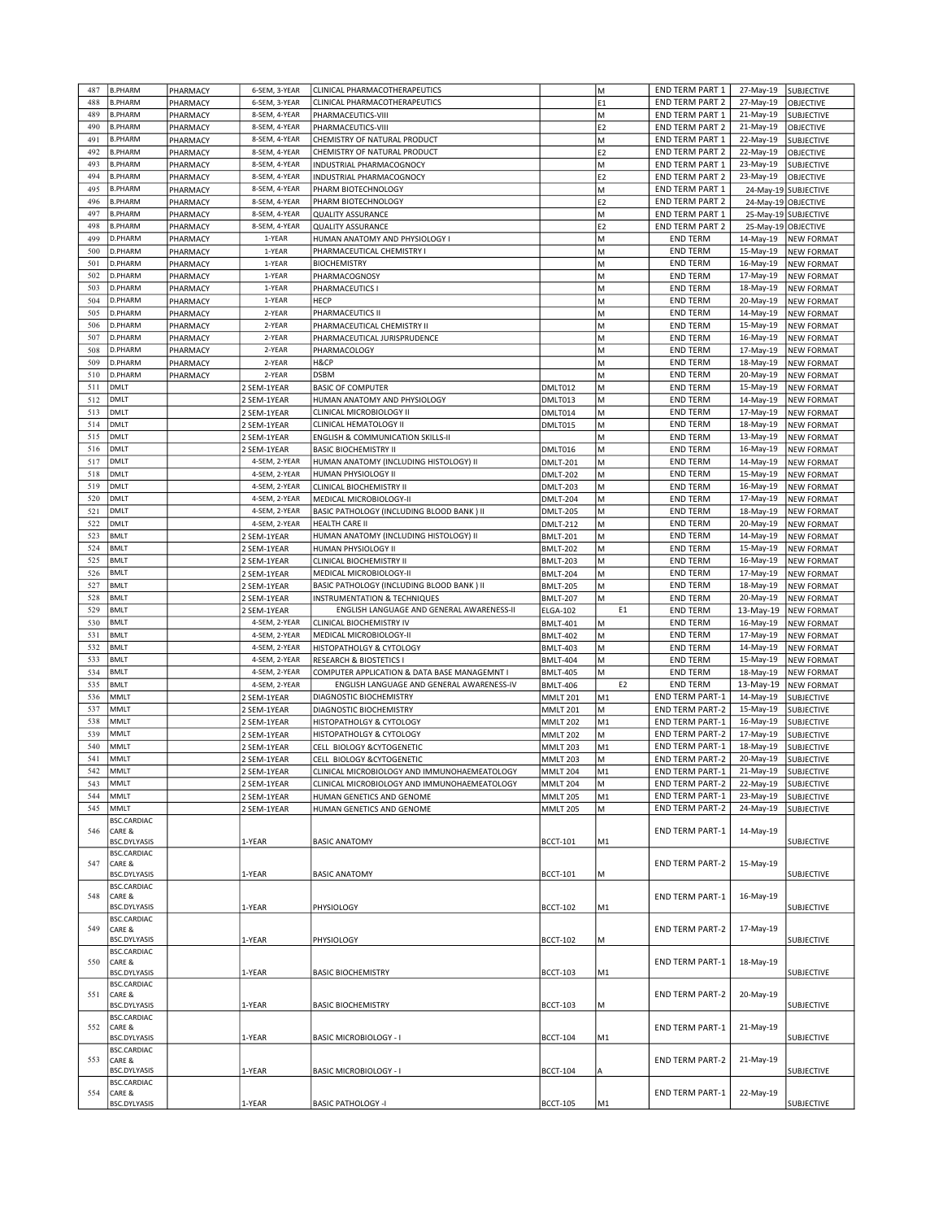| 487 | B.PHARM | PHARMACY | 6-SEM, 3-YEAR | CLINICAL PHARMACOTHERAPEUTICS | | M | END TERM PART 1 | 27-May-19 | SUBJECTIVE |
|---|---|---|---|---|---|---|---|---|---|
| 488 | B.PHARM | PHARMACY | 6-SEM, 3-YEAR | CLINICAL PHARMACOTHERAPEUTICS | | E1 | END TERM PART 2 | 27-May-19 | OBJECTIVE |
| 489 | B.PHARM | PHARMACY | 8-SEM, 4-YEAR | PHARMACEUTICS-VIII | | M | END TERM PART 1 | 21-May-19 | SUBJECTIVE |
| 490 | B.PHARM | PHARMACY | 8-SEM, 4-YEAR | PHARMACEUTICS-VIII | | E2 | END TERM PART 2 | 21-May-19 | OBJECTIVE |
| 491 | B.PHARM | PHARMACY | 8-SEM, 4-YEAR | CHEMISTRY OF NATURAL PRODUCT | | M | END TERM PART 1 | 22-May-19 | SUBJECTIVE |
| 492 | B.PHARM | PHARMACY | 8-SEM, 4-YEAR | CHEMISTRY OF NATURAL PRODUCT | | E2 | END TERM PART 2 | 22-May-19 | OBJECTIVE |
| 493 | B.PHARM | PHARMACY | 8-SEM, 4-YEAR | INDUSTRIAL PHARMACOGNOCY | | M | END TERM PART 1 | 23-May-19 | SUBJECTIVE |
| 494 | B.PHARM | PHARMACY | 8-SEM, 4-YEAR | INDUSTRIAL PHARMACOGNOCY | | E2 | END TERM PART 2 | 23-May-19 | OBJECTIVE |
| 495 | B.PHARM | PHARMACY | 8-SEM, 4-YEAR | PHARM BIOTECHNOLOGY | | M | END TERM PART 1 | 24-May-19 | SUBJECTIVE |
| 496 | B.PHARM | PHARMACY | 8-SEM, 4-YEAR | PHARM BIOTECHNOLOGY | | E2 | END TERM PART 2 | 24-May-19 | OBJECTIVE |
| 497 | B.PHARM | PHARMACY | 8-SEM, 4-YEAR | QUALITY ASSURANCE | | M | END TERM PART 1 | 25-May-19 | SUBJECTIVE |
| 498 | B.PHARM | PHARMACY | 8-SEM, 4-YEAR | QUALITY ASSURANCE | | E2 | END TERM PART 2 | 25-May-19 | OBJECTIVE |
| 499 | D.PHARM | PHARMACY | 1-YEAR | HUMAN ANATOMY AND PHYSIOLOGY I | | M | END TERM | 14-May-19 | NEW FORMAT |
| 500 | D.PHARM | PHARMACY | 1-YEAR | PHARMACEUTICAL CHEMISTRY I | | M | END TERM | 15-May-19 | NEW FORMAT |
| 501 | D.PHARM | PHARMACY | 1-YEAR | BIOCHEMISTRY | | M | END TERM | 16-May-19 | NEW FORMAT |
| 502 | D.PHARM | PHARMACY | 1-YEAR | PHARMACOGNOSY | | M | END TERM | 17-May-19 | NEW FORMAT |
| 503 | D.PHARM | PHARMACY | 1-YEAR | PHARMACEUTICS I | | M | END TERM | 18-May-19 | NEW FORMAT |
| 504 | D.PHARM | PHARMACY | 1-YEAR | HECP | | M | END TERM | 20-May-19 | NEW FORMAT |
| 505 | D.PHARM | PHARMACY | 2-YEAR | PHARMACEUTICS II | | M | END TERM | 14-May-19 | NEW FORMAT |
| 506 | D.PHARM | PHARMACY | 2-YEAR | PHARMACEUTICAL CHEMISTRY II | | M | END TERM | 15-May-19 | NEW FORMAT |
| 507 | D.PHARM | PHARMACY | 2-YEAR | PHARMACEUTICAL JURISPRUDENCE | | M | END TERM | 16-May-19 | NEW FORMAT |
| 508 | D.PHARM | PHARMACY | 2-YEAR | PHARMACOLOGY | | M | END TERM | 17-May-19 | NEW FORMAT |
| 509 | D.PHARM | PHARMACY | 2-YEAR | H&CP | | M | END TERM | 18-May-19 | NEW FORMAT |
| 510 | D.PHARM | PHARMACY | 2-YEAR | DSBM | | M | END TERM | 20-May-19 | NEW FORMAT |
| 511 | DMLT | | 2 SEM-1YEAR | BASIC OF COMPUTER | DMLT012 | M | END TERM | 15-May-19 | NEW FORMAT |
| 512 | DMLT | | 2 SEM-1YEAR | HUMAN ANATOMY AND PHYSIOLOGY | DMLT013 | M | END TERM | 14-May-19 | NEW FORMAT |
| 513 | DMLT | | 2 SEM-1YEAR | CLINICAL MICROBIOLOGY II | DMLT014 | M | END TERM | 17-May-19 | NEW FORMAT |
| 514 | DMLT | | 2 SEM-1YEAR | CLINICAL HEMATOLOGY II | DMLT015 | M | END TERM | 18-May-19 | NEW FORMAT |
| 515 | DMLT | | 2 SEM-1YEAR | ENGLISH & COMMUNICATION SKILLS-II | | M | END TERM | 13-May-19 | NEW FORMAT |
| 516 | DMLT | | 2 SEM-1YEAR | BASIC BIOCHEMISTRY II | DMLT016 | M | END TERM | 16-May-19 | NEW FORMAT |
| 517 | DMLT | | 4-SEM, 2-YEAR | HUMAN ANATOMY (INCLUDING HISTOLOGY) II | DMLT-201 | M | END TERM | 14-May-19 | NEW FORMAT |
| 518 | DMLT | | 4-SEM, 2-YEAR | HUMAN PHYSIOLOGY II | DMLT-202 | M | END TERM | 15-May-19 | NEW FORMAT |
| 519 | DMLT | | 4-SEM, 2-YEAR | CLINICAL BIOCHEMISTRY II | DMLT-203 | M | END TERM | 16-May-19 | NEW FORMAT |
| 520 | DMLT | | 4-SEM, 2-YEAR | MEDICAL MICROBIOLOGY-II | DMLT-204 | M | END TERM | 17-May-19 | NEW FORMAT |
| 521 | DMLT | | 4-SEM, 2-YEAR | BASIC PATHOLOGY (INCLUDING BLOOD BANK ) II | DMLT-205 | M | END TERM | 18-May-19 | NEW FORMAT |
| 522 | DMLT | | 4-SEM, 2-YEAR | HEALTH CARE II | DMLT-212 | M | END TERM | 20-May-19 | NEW FORMAT |
| 523 | BMLT | | 2 SEM-1YEAR | HUMAN ANATOMY (INCLUDING HISTOLOGY) II | BMLT-201 | M | END TERM | 14-May-19 | NEW FORMAT |
| 524 | BMLT | | 2 SEM-1YEAR | HUMAN PHYSIOLOGY II | BMLT-202 | M | END TERM | 15-May-19 | NEW FORMAT |
| 525 | BMLT | | 2 SEM-1YEAR | CLINICAL BIOCHEMISTRY II | BMLT-203 | M | END TERM | 16-May-19 | NEW FORMAT |
| 526 | BMLT | | 2 SEM-1YEAR | MEDICAL MICROBIOLOGY-II | BMLT-204 | M | END TERM | 17-May-19 | NEW FORMAT |
| 527 | BMLT | | 2 SEM-1YEAR | BASIC PATHOLOGY (INCLUDING BLOOD BANK ) II | BMLT-205 | M | END TERM | 18-May-19 | NEW FORMAT |
| 528 | BMLT | | 2 SEM-1YEAR | INSTRUMENTATION & TECHNIQUES | BMLT-207 | M | END TERM | 20-May-19 | NEW FORMAT |
| 529 | BMLT | | 2 SEM-1YEAR | ENGLISH LANGUAGE AND GENERAL AWARENESS-II | ELGA-102 | E1 | END TERM | 13-May-19 | NEW FORMAT |
| 530 | BMLT | | 4-SEM, 2-YEAR | CLINICAL BIOCHEMISTRY IV | BMLT-401 | M | END TERM | 16-May-19 | NEW FORMAT |
| 531 | BMLT | | 4-SEM, 2-YEAR | MEDICAL MICROBIOLOGY-II | BMLT-402 | M | END TERM | 17-May-19 | NEW FORMAT |
| 532 | BMLT | | 4-SEM, 2-YEAR | HISTOPATHOLGY & CYTOLOGY | BMLT-403 | M | END TERM | 14-May-19 | NEW FORMAT |
| 533 | BMLT | | 4-SEM, 2-YEAR | RESEARCH & BIOSTETICS I | BMLT-404 | M | END TERM | 15-May-19 | NEW FORMAT |
| 534 | BMLT | | 4-SEM, 2-YEAR | COMPUTER APPLICATION & DATA BASE MANAGEMNT I | BMLT-405 | M | END TERM | 18-May-19 | NEW FORMAT |
| 535 | BMLT | | 4-SEM, 2-YEAR | ENGLISH LANGUAGE AND GENERAL AWARENESS-IV | BMLT-406 | E2 | END TERM | 13-May-19 | NEW FORMAT |
| 536 | MMLT | | 2 SEM-1YEAR | DIAGNOSTIC BIOCHEMISTRY | MMLT 201 | M1 | END TERM PART-1 | 14-May-19 | SUBJECTIVE |
| 537 | MMLT | | 2 SEM-1YEAR | DIAGNOSTIC BIOCHEMISTRY | MMLT 201 | M | END TERM PART-2 | 15-May-19 | SUBJECTIVE |
| 538 | MMLT | | 2 SEM-1YEAR | HISTOPATHOLGY & CYTOLOGY | MMLT 202 | M1 | END TERM PART-1 | 16-May-19 | SUBJECTIVE |
| 539 | MMLT | | 2 SEM-1YEAR | HISTOPATHOLGY & CYTOLOGY | MMLT 202 | M | END TERM PART-2 | 17-May-19 | SUBJECTIVE |
| 540 | MMLT | | 2 SEM-1YEAR | CELL BIOLOGY &CYTOGENETIC | MMLT 203 | M1 | END TERM PART-1 | 18-May-19 | SUBJECTIVE |
| 541 | MMLT | | 2 SEM-1YEAR | CELL BIOLOGY &CYTOGENETIC | MMLT 203 | M | END TERM PART-2 | 20-May-19 | SUBJECTIVE |
| 542 | MMLT | | 2 SEM-1YEAR | CLINICAL MICROBIOLOGY AND IMMUNOHAEMEATOLOGY | MMLT 204 | M1 | END TERM PART-1 | 21-May-19 | SUBJECTIVE |
| 543 | MMLT | | 2 SEM-1YEAR | CLINICAL MICROBIOLOGY AND IMMUNOHAEMEATOLOGY | MMLT 204 | M | END TERM PART-2 | 22-May-19 | SUBJECTIVE |
| 544 | MMLT | | 2 SEM-1YEAR | HUMAN GENETICS AND GENOME | MMLT 205 | M1 | END TERM PART-1 | 23-May-19 | SUBJECTIVE |
| 545 | MMLT | | 2 SEM-1YEAR | HUMAN GENETICS AND GENOME | MMLT 205 | M | END TERM PART-2 | 24-May-19 | SUBJECTIVE |
| 546 | BSC.CARDIAC CARE & BSC.DYLYASIS | | 1-YEAR | BASIC ANATOMY | BCCT-101 | M1 | END TERM PART-1 | 14-May-19 | SUBJECTIVE |
| 547 | BSC.CARDIAC CARE & BSC.DYLYASIS | | 1-YEAR | BASIC ANATOMY | BCCT-101 | M | END TERM PART-2 | 15-May-19 | SUBJECTIVE |
| 548 | BSC.CARDIAC CARE & BSC.DYLYASIS | | 1-YEAR | PHYSIOLOGY | BCCT-102 | M1 | END TERM PART-1 | 16-May-19 | SUBJECTIVE |
| 549 | BSC.CARDIAC CARE & BSC.DYLYASIS | | 1-YEAR | PHYSIOLOGY | BCCT-102 | M | END TERM PART-2 | 17-May-19 | SUBJECTIVE |
| 550 | BSC.CARDIAC CARE & BSC.DYLYASIS | | 1-YEAR | BASIC BIOCHEMISTRY | BCCT-103 | M1 | END TERM PART-1 | 18-May-19 | SUBJECTIVE |
| 551 | BSC.CARDIAC CARE & BSC.DYLYASIS | | 1-YEAR | BASIC BIOCHEMISTRY | BCCT-103 | M | END TERM PART-2 | 20-May-19 | SUBJECTIVE |
| 552 | BSC.CARDIAC CARE & BSC.DYLYASIS | | 1-YEAR | BASIC MICROBIOLOGY - I | BCCT-104 | M1 | END TERM PART-1 | 21-May-19 | SUBJECTIVE |
| 553 | BSC.CARDIAC CARE & BSC.DYLYASIS | | 1-YEAR | BASIC MICROBIOLOGY - I | BCCT-104 | A | END TERM PART-2 | 21-May-19 | SUBJECTIVE |
| 554 | BSC.CARDIAC CARE & BSC.DYLYASIS | | 1-YEAR | BASIC PATHOLOGY -I | BCCT-105 | M1 | END TERM PART-1 | 22-May-19 | SUBJECTIVE |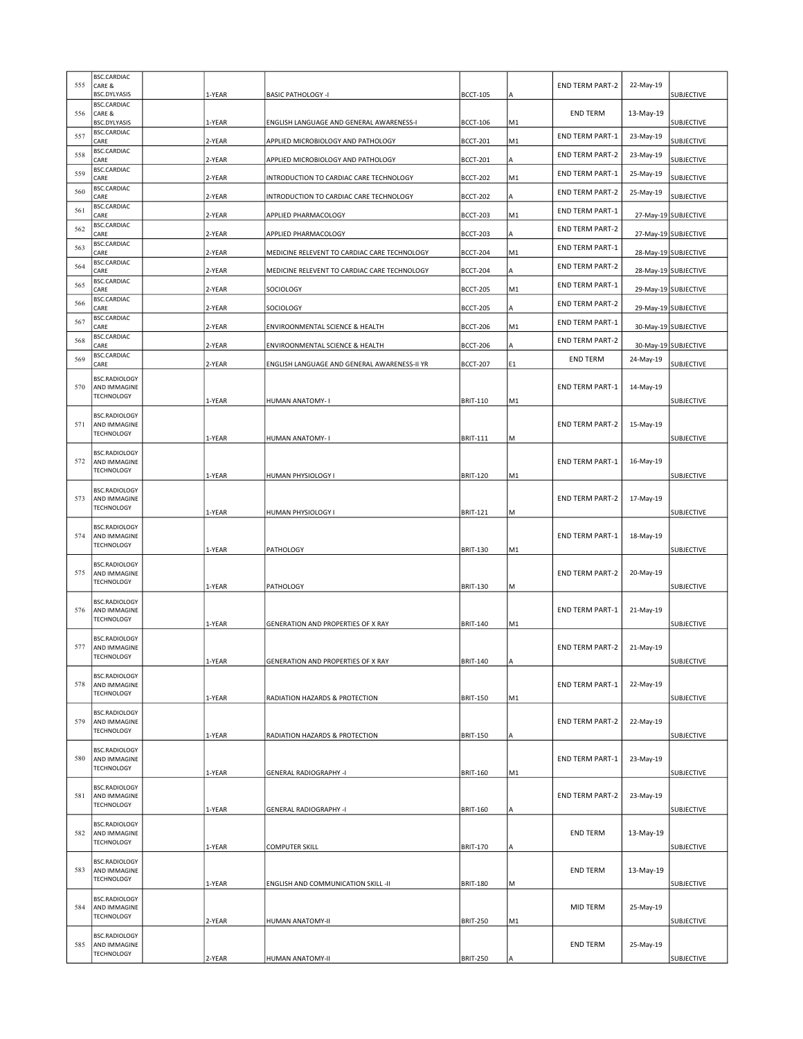| | | | | | | | | |
|---|---|---|---|---|---|---|---|---|
| 555 | BSC.CARDIAC CARE & BSC.DYLYASIS | | 1-YEAR | BASIC PATHOLOGY -I | BCCT-105 | A | END TERM PART-2 | 22-May-19 | SUBJECTIVE |
| 556 | BSC.CARDIAC CARE & BSC.DYLYASIS | | 1-YEAR | ENGLISH LANGUAGE AND GENERAL AWARENESS-I | BCCT-106 | M1 | END TERM | 13-May-19 | SUBJECTIVE |
| 557 | BSC.CARDIAC CARE | | 2-YEAR | APPLIED MICROBIOLOGY AND PATHOLOGY | BCCT-201 | M1 | END TERM PART-1 | 23-May-19 | SUBJECTIVE |
| 558 | BSC.CARDIAC CARE | | 2-YEAR | APPLIED MICROBIOLOGY AND PATHOLOGY | BCCT-201 | A | END TERM PART-2 | 23-May-19 | SUBJECTIVE |
| 559 | BSC.CARDIAC CARE | | 2-YEAR | INTRODUCTION TO CARDIAC CARE TECHNOLOGY | BCCT-202 | M1 | END TERM PART-1 | 25-May-19 | SUBJECTIVE |
| 560 | BSC.CARDIAC CARE | | 2-YEAR | INTRODUCTION TO CARDIAC CARE TECHNOLOGY | BCCT-202 | A | END TERM PART-2 | 25-May-19 | SUBJECTIVE |
| 561 | BSC.CARDIAC CARE | | 2-YEAR | APPLIED PHARMACOLOGY | BCCT-203 | M1 | END TERM PART-1 | 27-May-19 | SUBJECTIVE |
| 562 | BSC.CARDIAC CARE | | 2-YEAR | APPLIED PHARMACOLOGY | BCCT-203 | A | END TERM PART-2 | 27-May-19 | SUBJECTIVE |
| 563 | BSC.CARDIAC CARE | | 2-YEAR | MEDICINE RELEVENT TO CARDIAC CARE TECHNOLOGY | BCCT-204 | M1 | END TERM PART-1 | 28-May-19 | SUBJECTIVE |
| 564 | BSC.CARDIAC CARE | | 2-YEAR | MEDICINE RELEVENT TO CARDIAC CARE TECHNOLOGY | BCCT-204 | A | END TERM PART-2 | 28-May-19 | SUBJECTIVE |
| 565 | BSC.CARDIAC CARE | | 2-YEAR | SOCIOLOGY | BCCT-205 | M1 | END TERM PART-1 | 29-May-19 | SUBJECTIVE |
| 566 | BSC.CARDIAC CARE | | 2-YEAR | SOCIOLOGY | BCCT-205 | A | END TERM PART-2 | 29-May-19 | SUBJECTIVE |
| 567 | BSC.CARDIAC CARE | | 2-YEAR | ENVIROONMENTAL SCIENCE & HEALTH | BCCT-206 | M1 | END TERM PART-1 | 30-May-19 | SUBJECTIVE |
| 568 | BSC.CARDIAC CARE | | 2-YEAR | ENVIROONMENTAL SCIENCE & HEALTH | BCCT-206 | A | END TERM PART-2 | 30-May-19 | SUBJECTIVE |
| 569 | BSC.CARDIAC CARE | | 2-YEAR | ENGLISH LANGUAGE AND GENERAL AWARENESS-II YR | BCCT-207 | E1 | END TERM | 24-May-19 | SUBJECTIVE |
| 570 | BSC.RADIOLOGY AND IMMAGINE TECHNOLOGY | | 1-YEAR | HUMAN ANATOMY- I | BRIT-110 | M1 | END TERM PART-1 | 14-May-19 | SUBJECTIVE |
| 571 | BSC.RADIOLOGY AND IMMAGINE TECHNOLOGY | | 1-YEAR | HUMAN ANATOMY- I | BRIT-111 | M | END TERM PART-2 | 15-May-19 | SUBJECTIVE |
| 572 | BSC.RADIOLOGY AND IMMAGINE TECHNOLOGY | | 1-YEAR | HUMAN PHYSIOLOGY I | BRIT-120 | M1 | END TERM PART-1 | 16-May-19 | SUBJECTIVE |
| 573 | BSC.RADIOLOGY AND IMMAGINE TECHNOLOGY | | 1-YEAR | HUMAN PHYSIOLOGY I | BRIT-121 | M | END TERM PART-2 | 17-May-19 | SUBJECTIVE |
| 574 | BSC.RADIOLOGY AND IMMAGINE TECHNOLOGY | | 1-YEAR | PATHOLOGY | BRIT-130 | M1 | END TERM PART-1 | 18-May-19 | SUBJECTIVE |
| 575 | BSC.RADIOLOGY AND IMMAGINE TECHNOLOGY | | 1-YEAR | PATHOLOGY | BRIT-130 | M | END TERM PART-2 | 20-May-19 | SUBJECTIVE |
| 576 | BSC.RADIOLOGY AND IMMAGINE TECHNOLOGY | | 1-YEAR | GENERATION AND PROPERTIES OF X RAY | BRIT-140 | M1 | END TERM PART-1 | 21-May-19 | SUBJECTIVE |
| 577 | BSC.RADIOLOGY AND IMMAGINE TECHNOLOGY | | 1-YEAR | GENERATION AND PROPERTIES OF X RAY | BRIT-140 | A | END TERM PART-2 | 21-May-19 | SUBJECTIVE |
| 578 | BSC.RADIOLOGY AND IMMAGINE TECHNOLOGY | | 1-YEAR | RADIATION HAZARDS & PROTECTION | BRIT-150 | M1 | END TERM PART-1 | 22-May-19 | SUBJECTIVE |
| 579 | BSC.RADIOLOGY AND IMMAGINE TECHNOLOGY | | 1-YEAR | RADIATION HAZARDS & PROTECTION | BRIT-150 | A | END TERM PART-2 | 22-May-19 | SUBJECTIVE |
| 580 | BSC.RADIOLOGY AND IMMAGINE TECHNOLOGY | | 1-YEAR | GENERAL RADIOGRAPHY -I | BRIT-160 | M1 | END TERM PART-1 | 23-May-19 | SUBJECTIVE |
| 581 | BSC.RADIOLOGY AND IMMAGINE TECHNOLOGY | | 1-YEAR | GENERAL RADIOGRAPHY -I | BRIT-160 | A | END TERM PART-2 | 23-May-19 | SUBJECTIVE |
| 582 | BSC.RADIOLOGY AND IMMAGINE TECHNOLOGY | | 1-YEAR | COMPUTER SKILL | BRIT-170 | A | END TERM | 13-May-19 | SUBJECTIVE |
| 583 | BSC.RADIOLOGY AND IMMAGINE TECHNOLOGY | | 1-YEAR | ENGLISH AND COMMUNICATION SKILL -II | BRIT-180 | M | END TERM | 13-May-19 | SUBJECTIVE |
| 584 | BSC.RADIOLOGY AND IMMAGINE TECHNOLOGY | | 2-YEAR | HUMAN ANATOMY-II | BRIT-250 | M1 | MID TERM | 25-May-19 | SUBJECTIVE |
| 585 | BSC.RADIOLOGY AND IMMAGINE TECHNOLOGY | | 2-YEAR | HUMAN ANATOMY-II | BRIT-250 | A | END TERM | 25-May-19 | SUBJECTIVE |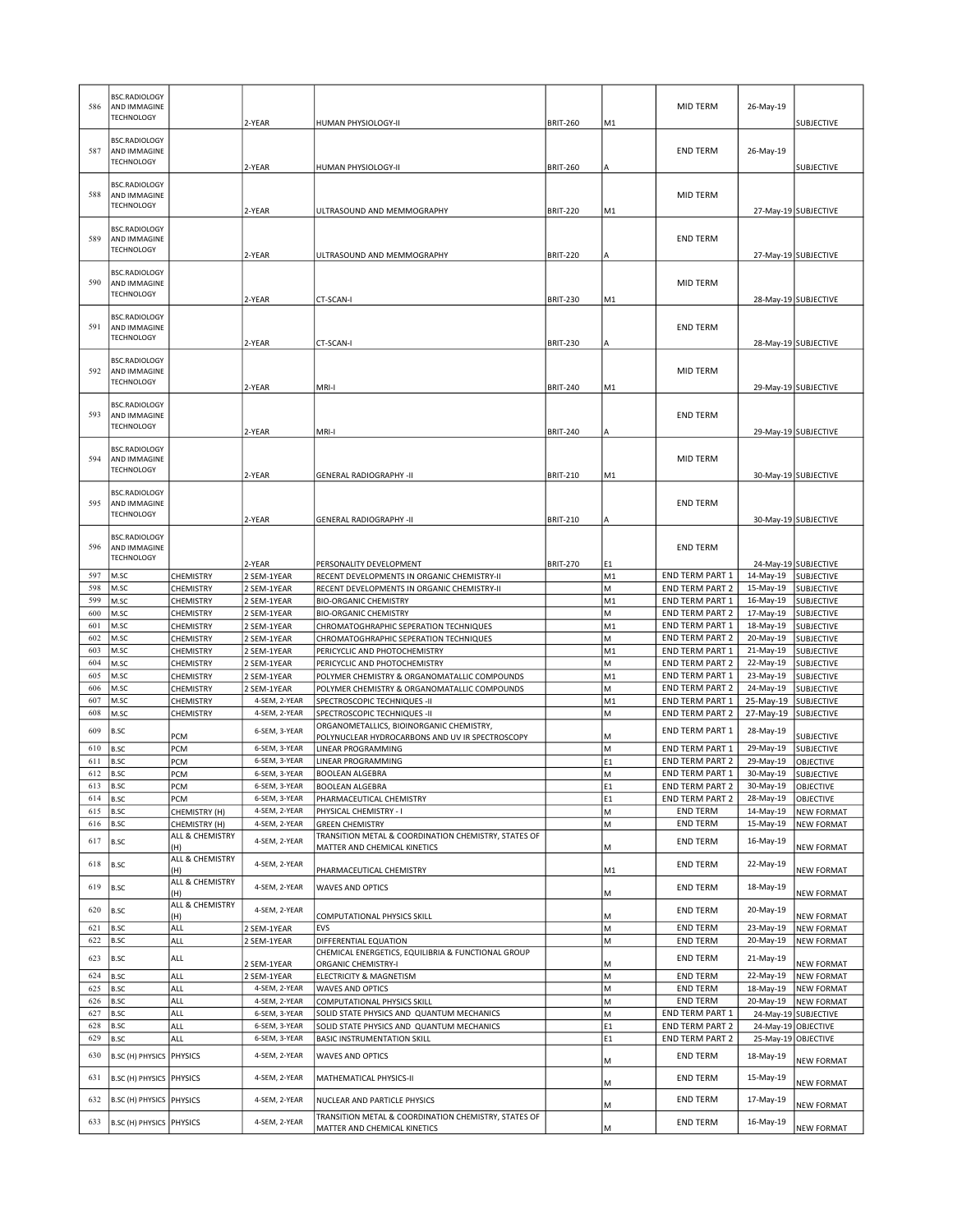| 586 | BSC.RADIOLOGY AND IMMAGINE TECHNOLOGY | | 2-YEAR | HUMAN PHYSIOLOGY-II | BRIT-260 | M1 | MID TERM | 26-May-19 | SUBJECTIVE |
|---|---|---|---|---|---|---|---|---|---|
| 587 | BSC.RADIOLOGY AND IMMAGINE TECHNOLOGY | | 2-YEAR | HUMAN PHYSIOLOGY-II | BRIT-260 | A | END TERM | 26-May-19 | SUBJECTIVE |
| 588 | BSC.RADIOLOGY AND IMMAGINE TECHNOLOGY | | 2-YEAR | ULTRASOUND AND MEMMOGRAPHY | BRIT-220 | M1 | MID TERM | 27-May-19 | SUBJECTIVE |
| 589 | BSC.RADIOLOGY AND IMMAGINE TECHNOLOGY | | 2-YEAR | ULTRASOUND AND MEMMOGRAPHY | BRIT-220 | A | END TERM | 27-May-19 | SUBJECTIVE |
| 590 | BSC.RADIOLOGY AND IMMAGINE TECHNOLOGY | | 2-YEAR | CT-SCAN-I | BRIT-230 | M1 | MID TERM | 28-May-19 | SUBJECTIVE |
| 591 | BSC.RADIOLOGY AND IMMAGINE TECHNOLOGY | | 2-YEAR | CT-SCAN-I | BRIT-230 | A | END TERM | 28-May-19 | SUBJECTIVE |
| 592 | BSC.RADIOLOGY AND IMMAGINE TECHNOLOGY | | 2-YEAR | MRI-I | BRIT-240 | M1 | MID TERM | 29-May-19 | SUBJECTIVE |
| 593 | BSC.RADIOLOGY AND IMMAGINE TECHNOLOGY | | 2-YEAR | MRI-I | BRIT-240 | A | END TERM | 29-May-19 | SUBJECTIVE |
| 594 | BSC.RADIOLOGY AND IMMAGINE TECHNOLOGY | | 2-YEAR | GENERAL RADIOGRAPHY -II | BRIT-210 | M1 | MID TERM | 30-May-19 | SUBJECTIVE |
| 595 | BSC.RADIOLOGY AND IMMAGINE TECHNOLOGY | | 2-YEAR | GENERAL RADIOGRAPHY -II | BRIT-210 | A | END TERM | 30-May-19 | SUBJECTIVE |
| 596 | BSC.RADIOLOGY AND IMMAGINE TECHNOLOGY | | 2-YEAR | PERSONALITY DEVELOPMENT | BRIT-270 | E1 | END TERM | 24-May-19 | SUBJECTIVE |
| 597 | M.SC | CHEMISTRY | 2 SEM-1YEAR | RECENT DEVELOPMENTS IN ORGANIC CHEMISTRY-II | | M1 | END TERM PART 1 | 14-May-19 | SUBJECTIVE |
| 598 | M.SC | CHEMISTRY | 2 SEM-1YEAR | RECENT DEVELOPMENTS IN ORGANIC CHEMISTRY-II | | M | END TERM PART 2 | 15-May-19 | SUBJECTIVE |
| 599 | M.SC | CHEMISTRY | 2 SEM-1YEAR | BIO-ORGANIC CHEMISTRY | | M1 | END TERM PART 1 | 16-May-19 | SUBJECTIVE |
| 600 | M.SC | CHEMISTRY | 2 SEM-1YEAR | BIO-ORGANIC CHEMISTRY | | M | END TERM PART 2 | 17-May-19 | SUBJECTIVE |
| 601 | M.SC | CHEMISTRY | 2 SEM-1YEAR | CHROMATOGHRAPHIC SEPERATION TECHNIQUES | | M1 | END TERM PART 1 | 18-May-19 | SUBJECTIVE |
| 602 | M.SC | CHEMISTRY | 2 SEM-1YEAR | CHROMATOGHRAPHIC SEPERATION TECHNIQUES | | M | END TERM PART 2 | 20-May-19 | SUBJECTIVE |
| 603 | M.SC | CHEMISTRY | 2 SEM-1YEAR | PERICYCLIC AND PHOTOCHEMISTRY | | M1 | END TERM PART 1 | 21-May-19 | SUBJECTIVE |
| 604 | M.SC | CHEMISTRY | 2 SEM-1YEAR | PERICYCLIC AND PHOTOCHEMISTRY | | M | END TERM PART 2 | 22-May-19 | SUBJECTIVE |
| 605 | M.SC | CHEMISTRY | 2 SEM-1YEAR | POLYMER CHEMISTRY & ORGANOMATALLIC COMPOUNDS | | M1 | END TERM PART 1 | 23-May-19 | SUBJECTIVE |
| 606 | M.SC | CHEMISTRY | 2 SEM-1YEAR | POLYMER CHEMISTRY & ORGANOMATALLIC COMPOUNDS | | M | END TERM PART 2 | 24-May-19 | SUBJECTIVE |
| 607 | M.SC | CHEMISTRY | 4-SEM, 2-YEAR | SPECTROSCOPIC TECHNIQUES -II | | M1 | END TERM PART 1 | 25-May-19 | SUBJECTIVE |
| 608 | M.SC | CHEMISTRY | 4-SEM, 2-YEAR | SPECTROSCOPIC TECHNIQUES -II | | M | END TERM PART 2 | 27-May-19 | SUBJECTIVE |
| 609 | B.SC | PCM | 6-SEM, 3-YEAR | ORGANOMETALLICS, BIOINORGANIC CHEMISTRY, POLYNUCLEAR HYDROCARBONS AND UV IR SPECTROSCOPY | | M | END TERM PART 1 | 28-May-19 | SUBJECTIVE |
| 610 | B.SC | PCM | 6-SEM, 3-YEAR | LINEAR PROGRAMMING | | M | END TERM PART 1 | 29-May-19 | SUBJECTIVE |
| 611 | B.SC | PCM | 6-SEM, 3-YEAR | LINEAR PROGRAMMING | | E1 | END TERM PART 2 | 29-May-19 | OBJECTIVE |
| 612 | B.SC | PCM | 6-SEM, 3-YEAR | BOOLEAN ALGEBRA | | M | END TERM PART 1 | 30-May-19 | SUBJECTIVE |
| 613 | B.SC | PCM | 6-SEM, 3-YEAR | BOOLEAN ALGEBRA | | E1 | END TERM PART 2 | 30-May-19 | OBJECTIVE |
| 614 | B.SC | PCM | 6-SEM, 3-YEAR | PHARMACEUTICAL CHEMISTRY | | E1 | END TERM PART 2 | 28-May-19 | OBJECTIVE |
| 615 | B.SC | CHEMISTRY (H) | 4-SEM, 2-YEAR | PHYSICAL CHEMISTRY - I | | M | END TERM | 14-May-19 | NEW FORMAT |
| 616 | B.SC | CHEMISTRY (H) | 4-SEM, 2-YEAR | GREEN CHEMISTRY | | M | END TERM | 15-May-19 | NEW FORMAT |
| 617 | B.SC | ALL & CHEMISTRY (H) | 4-SEM, 2-YEAR | TRANSITION METAL & COORDINATION CHEMISTRY, STATES OF MATTER AND CHEMICAL KINETICS | | M | END TERM | 16-May-19 | NEW FORMAT |
| 618 | B.SC | ALL & CHEMISTRY (H) | 4-SEM, 2-YEAR | PHARMACEUTICAL CHEMISTRY | | M1 | END TERM | 22-May-19 | NEW FORMAT |
| 619 | B.SC | ALL & CHEMISTRY (H) | 4-SEM, 2-YEAR | WAVES AND OPTICS | | M | END TERM | 18-May-19 | NEW FORMAT |
| 620 | B.SC | ALL & CHEMISTRY (H) | 4-SEM, 2-YEAR | COMPUTATIONAL PHYSICS SKILL | | M | END TERM | 20-May-19 | NEW FORMAT |
| 621 | B.SC | ALL | 2 SEM-1YEAR | EVS | | M | END TERM | 23-May-19 | NEW FORMAT |
| 622 | B.SC | ALL | 2 SEM-1YEAR | DIFFERENTIAL EQUATION | | M | END TERM | 20-May-19 | NEW FORMAT |
| 623 | B.SC | ALL | 2 SEM-1YEAR | CHEMICAL ENERGETICS, EQUILIBRIA & FUNCTIONAL GROUP ORGANIC CHEMISTRY-I | | M | END TERM | 21-May-19 | NEW FORMAT |
| 624 | B.SC | ALL | 2 SEM-1YEAR | ELECTRICITY & MAGNETISM | | M | END TERM | 22-May-19 | NEW FORMAT |
| 625 | B.SC | ALL | 4-SEM, 2-YEAR | WAVES AND OPTICS | | M | END TERM | 18-May-19 | NEW FORMAT |
| 626 | B.SC | ALL | 4-SEM, 2-YEAR | COMPUTATIONAL PHYSICS SKILL | | M | END TERM | 20-May-19 | NEW FORMAT |
| 627 | B.SC | ALL | 6-SEM, 3-YEAR | SOLID STATE PHYSICS AND QUANTUM MECHANICS | | M | END TERM PART 1 | 24-May-19 | SUBJECTIVE |
| 628 | B.SC | ALL | 6-SEM, 3-YEAR | SOLID STATE PHYSICS AND QUANTUM MECHANICS | | E1 | END TERM PART 2 | 24-May-19 | OBJECTIVE |
| 629 | B.SC | ALL | 6-SEM, 3-YEAR | BASIC INSTRUMENTATION SKILL | | E1 | END TERM PART 2 | 25-May-19 | OBJECTIVE |
| 630 | B.SC (H) PHYSICS | PHYSICS | 4-SEM, 2-YEAR | WAVES AND OPTICS | | M | END TERM | 18-May-19 | NEW FORMAT |
| 631 | B.SC (H) PHYSICS | PHYSICS | 4-SEM, 2-YEAR | MATHEMATICAL PHYSICS-II | | M | END TERM | 15-May-19 | NEW FORMAT |
| 632 | B.SC (H) PHYSICS | PHYSICS | 4-SEM, 2-YEAR | NUCLEAR AND PARTICLE PHYSICS | | M | END TERM | 17-May-19 | NEW FORMAT |
| 633 | B.SC (H) PHYSICS | PHYSICS | 4-SEM, 2-YEAR | TRANSITION METAL & COORDINATION CHEMISTRY, STATES OF MATTER AND CHEMICAL KINETICS | | M | END TERM | 16-May-19 | NEW FORMAT |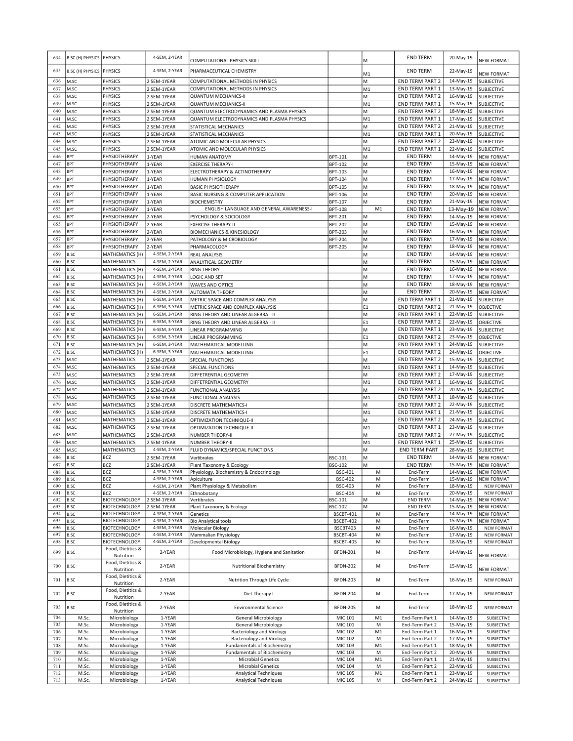| 634 | B.SC (H) PHYSICS | PHYSICS | 4-SEM, 2-YEAR | COMPUTATIONAL PHYSICS SKILL | | M | END TERM | 20-May-19 | NEW FORMAT |
|---|---|---|---|---|---|---|---|---|---|
| 635 | B.SC (H) PHYSICS | PHYSICS | 4-SEM, 2-YEAR | PHARMACEUTICAL CHEMISTRY | | M1 | END TERM | 22-May-19 | NEW FORMAT |
| 636 | M.SC | PHYSICS | 2 SEM-1YEAR | COMPUTATIONAL METHODS IN PHYSICS | | M | END TERM PART 2 | 14-May-19 | SUBJECTIVE |
| 637 | M.SC | PHYSICS | 2 SEM-1YEAR | COMPUTATIONAL METHODS IN PHYSICS | | M1 | END TERM PART 1 | 13-May-19 | SUBJECTIVE |
| 638 | M.SC | PHYSICS | 2 SEM-1YEAR | QUANTUM MECHANICS-II | | M | END TERM PART 2 | 16-May-19 | SUBJECTIVE |
| 639 | M.SC | PHYSICS | 2 SEM-1YEAR | QUANTUM MECHANICS-II | | M1 | END TERM PART 1 | 15-May-19 | SUBJECTIVE |
| 640 | M.SC | PHYSICS | 2 SEM-1YEAR | QUANTUM ELECTRODYNAMICS AND PLASMA PHYSICS | | M | END TERM PART 2 | 18-May-19 | SUBJECTIVE |
| 641 | M.SC | PHYSICS | 2 SEM-1YEAR | QUANTUM ELECTRODYNAMICS AND PLASMA PHYSICS | | M1 | END TERM PART 1 | 17-May-19 | SUBJECTIVE |
| 642 | M.SC | PHYSICS | 2 SEM-1YEAR | STATISTICAL MECHANICS | | M | END TERM PART 2 | 21-May-19 | SUBJECTIVE |
| 643 | M.SC | PHYSICS | 2 SEM-1YEAR | STATISTICAL MECHANICS | | M1 | END TERM PART 1 | 20-May-19 | SUBJECTIVE |
| 644 | M.SC | PHYSICS | 2 SEM-1YEAR | ATOMIC AND MOLECULAR PHYSICS | | M | END TERM PART 2 | 23-May-19 | SUBJECTIVE |
| 645 | M.SC | PHYSICS | 2 SEM-1YEAR | ATOMIC AND MOLECULAR PHYSICS | | M1 | END TERM PART 1 | 22-May-19 | SUBJECTIVE |
| 646 | BPT | PHYSIOTHERAPY | 1-YEAR | HUMAN ANATOMY | BPT-101 | M | END TERM | 14-May-19 | NEW FORMAT |
| 647 | BPT | PHYSIOTHERAPY | 1-YEAR | EXERCISE THERAPY-I | BPT-102 | M | END TERM | 15-May-19 | NEW FORMAT |
| 648 | BPT | PHYSIOTHERAPY | 1-YEAR | ELECTROTHERAPY & ACTINOTHERAPY | BPT-103 | M | END TERM | 16-May-19 | NEW FORMAT |
| 649 | BPT | PHYSIOTHERAPY | 1-YEAR | HUMAN PHYSIOLOGY | BPT-104 | M | END TERM | 17-May-19 | NEW FORMAT |
| 650 | BPT | PHYSIOTHERAPY | 1-YEAR | BASIC PHYSIOTHERAPY | BPT-105 | M | END TERM | 18-May-19 | NEW FORMAT |
| 651 | BPT | PHYSIOTHERAPY | 1-YEAR | BASIC NURSING & COMPUTER APPLICATION | BPT-106 | M | END TERM | 20-May-19 | NEW FORMAT |
| 652 | BPT | PHYSIOTHERAPY | 1-YEAR | BIOCHEMISTRY | BPT-107 | M | END TERM | 21-May-19 | NEW FORMAT |
| 653 | BPT | PHYSIOTHERAPY | 1-YEAR | ENGLISH LANGUAGE AND GENERAL AWARENESS-I | BPT-108 | M1 | END TERM | 13-May-19 | NEW FORMAT |
| 654 | BPT | PHYSIOTHERAPY | 2-YEAR | PSYCHOLOGY & SOCIOLOGY | BPT-201 | M | END TERM | 14-May-19 | NEW FORMAT |
| 655 | BPT | PHYSIOTHERAPY | 2-YEAR | EXERCISE THERAPY-II | BPT-202 | M | END TERM | 15-May-19 | NEW FORMAT |
| 656 | BPT | PHYSIOTHERAPY | 2-YEAR | BIOMECHANICS & KINESIOLOGY | BPT-203 | M | END TERM | 16-May-19 | NEW FORMAT |
| 657 | BPT | PHYSIOTHERAPY | 2-YEAR | PATHOLOGY & MICROBIOLOGY | BPT-204 | M | END TERM | 17-May-19 | NEW FORMAT |
| 658 | BPT | PHYSIOTHERAPY | 2-YEAR | PHARMACOLOGY | BPT-205 | M | END TERM | 18-May-19 | NEW FORMAT |
| 659 | B.SC | MATHEMATICS (H) | 4-SEM, 2-YEAR | REAL ANALYSIS | | M | END TERM | 14-May-19 | NEW FORMAT |
| 660 | B.SC | MATHEMATICS | 4-SEM, 2-YEAR | ANALYTICAL GEOMETRY | | M | END TERM | 15-May-19 | NEW FORMAT |
| 661 | B.SC | MATHEMATICS (H) | 4-SEM, 2-YEAR | RING THEORY | | M | END TERM | 16-May-19 | NEW FORMAT |
| 662 | B.SC | MATHEMATICS (H) | 4-SEM, 2-YEAR | LOGIC AND SET | | M | END TERM | 17-May-19 | NEW FORMAT |
| 663 | B.SC | MATHEMATICS (H) | 4-SEM, 2-YEAR | WAVES AND OPTICS | | M | END TERM | 18-May-19 | NEW FORMAT |
| 664 | B.SC | MATHEMATICS (H) | 4-SEM, 2-YEAR | AUTOMATA THEORY | | M | END TERM | 20-May-19 | NEW FORMAT |
| 665 | B.SC | MATHEMATICS (H) | 6-SEM, 3-YEAR | METRIC SPACE AND COMPLEX ANALYSIS | | M | END TERM PART 1 | 21-May-19 | SUBJECTIVE |
| 666 | B.SC | MATHEMATICS (H) | 6-SEM, 3-YEAR | METRIC SPACE AND COMPLEX ANALYSIS | | E1 | END TERM PART 2 | 21-May-19 | OBJECTIVE |
| 667 | B.SC | MATHEMATICS (H) | 6-SEM, 3-YEAR | RING THEORY AND LINEAR ALGEBRA - II | | M | END TERM PART 1 | 22-May-19 | SUBJECTIVE |
| 668 | B.SC | MATHEMATICS (H) | 6-SEM, 3-YEAR | RING THEORY AND LINEAR ALGEBRA - II | | E1 | END TERM PART 2 | 22-May-19 | OBJECTIVE |
| 669 | B.SC | MATHEMATICS (H) | 6-SEM, 3-YEAR | LINEAR PROGRAMMING | | M | END TERM PART 1 | 23-May-19 | SUBJECTIVE |
| 670 | B.SC | MATHEMATICS (H) | 6-SEM, 3-YEAR | LINEAR PROGRAMMING | | E1 | END TERM PART 2 | 23-May-19 | OBJECTIVE |
| 671 | B.SC | MATHEMATICS (H) | 6-SEM, 3-YEAR | MATHEMATICAL MODELLING | | M | END TERM PART 1 | 24-May-19 | SUBJECTIVE |
| 672 | B.SC | MATHEMATICS (H) | 6-SEM, 3-YEAR | MATHEMATICAL MODELLING | | E1 | END TERM PART 2 | 24-May-19 | OBJECTIVE |
| 673 | M.SC | MATHEMATICS | 2 SEM-1YEAR | SPECIAL FUNCTIONS | | M | END TERM PART 2 | 15-May-19 | SUBJECTIVE |
| 674 | M.SC | MATHEMATICS | 2 SEM-1YEAR | SPECIAL FUNCTIONS | | M1 | END TERM PART 1 | 14-May-19 | SUBJECTIVE |
| 675 | M.SC | MATHEMATICS | 2 SEM-1YEAR | DIFFETRENTIAL GEOMETRY | | M | END TERM PART 2 | 17-May-19 | SUBJECTIVE |
| 676 | M.SC | MATHEMATICS | 2 SEM-1YEAR | DIFFETRENTIAL GEOMETRY | | M1 | END TERM PART 1 | 16-May-19 | SUBJECTIVE |
| 677 | M.SC | MATHEMATICS | 2 SEM-1YEAR | FUNCTIONAL ANALYSIS | | M | END TERM PART 2 | 20-May-19 | SUBJECTIVE |
| 678 | M.SC | MATHEMATICS | 2 SEM-1YEAR | FUNCTIONAL ANALYSIS | | M1 | END TERM PART 1 | 18-May-19 | SUBJECTIVE |
| 679 | M.SC | MATHEMATICS | 2 SEM-1YEAR | DISCRETE MATHEMATICS-I | | M | END TERM PART 2 | 22-May-19 | SUBJECTIVE |
| 680 | M.SC | MATHEMATICS | 2 SEM-1YEAR | DISCRETE MATHEMATICS-I | | M1 | END TERM PART 1 | 21-May-19 | SUBJECTIVE |
| 681 | M.SC | MATHEMATICS | 2 SEM-1YEAR | OPTIMIZATION TECHNIQUE-II | | M | END TERM PART 2 | 24-May-19 | SUBJECTIVE |
| 682 | M.SC | MATHEMATICS | 2 SEM-1YEAR | OPTIMIZATION TECHNIQUE-II | | M1 | END TERM PART 1 | 23-May-19 | SUBJECTIVE |
| 683 | M.SC | MATHEMATICS | 2 SEM-1YEAR | NUMBER THEORY-II | | M | END TERM PART 2 | 27-May-19 | SUBJECTIVE |
| 684 | M.SC | MATHEMATICS | 2 SEM-1YEAR | NUMBER THEORY-II | | M1 | END TERM PART 1 | 25-May-19 | SUBJECTIVE |
| 685 | M.SC | MATHEMATICS | 4-SEM, 2-YEAR | FLUID DYNAMICS/SPECIAL FUNCTIONS | | M | END TERM PART | 28-May-19 | SUBJECTIVE |
| 686 | B.SC | BCZ | 2 SEM-1YEAR | Vertibrates | BSC-101 | M | END TERM | 14-May-19 | NEW FORMAT |
| 687 | B.SC | BCZ | 2 SEM-1YEAR | Plant Taxonomy & Ecology | BSC-102 | M | END TERM | 15-May-19 | NEW FORMAT |
| 688 | B.SC | BCZ | 4-SEM, 2-YEAR | Physiology, Biochemistry & Endocrinology | BSC-401 | M | End-Term | 14-May-19 | NEW FORMAT |
| 689 | B.SC | BCZ | 4-SEM, 2-YEAR | Apiculture | BSC-402 | M | End-Term | 15-May-19 | NEW FORMAT |
| 690 | B.SC | BCZ | 4-SEM, 2-YEAR | Plant Physiology & Metabolism | BSC-403 | M | End-Term | 18-May-19 | NEW FORMAT |
| 691 | B.SC | BCZ | 4-SEM, 2-YEAR | Ethnobotany | BSC-404 | M | End-Term | 20-May-19 | NEW FORMAT |
| 692 | B.SC | BIOTECHNOLOGY | 2 SEM-1YEAR | Vertibrates | BSC-101 | M | END TERM | 14-May-19 | NEW FORMAT |
| 693 | B.SC | BIOTECHNOLOGY | 2 SEM-1YEAR | Plant Taxonomy & Ecology | BSC-102 | M | END TERM | 15-May-19 | NEW FORMAT |
| 694 | B.SC | BIOTECHNOLOGY | 4-SEM, 2-YEAR | Genetics | BSCBT-401 | M | End-Term | 14-May-19 | NEW FORMAT |
| 695 | B.SC | BIOTECHNOLOGY | 4-SEM, 2-YEAR | Bio Analytical tools | BSCBT-402 | M | End-Term | 15-May-19 | NEW FORMAT |
| 696 | B.SC | BIOTECHNOLOGY | 4-SEM, 2-YEAR | Molecular Biology | BSCBT403 | M | End-Term | 16-May-19 | NEW FORMAT |
| 697 | B.SC | BIOTECHNOLOGY | 4-SEM, 2-YEAR | Mammalian Physiology | BSCBT-404 | M | End-Term | 17-May-19 | NEW FORMAT |
| 698 | B.SC | BIOTECHNOLOGY | 4-SEM, 2-YEAR | Developmental Biology | BSCBT-405 | M | End-Term | 18-May-19 | NEW FORMAT |
| 699 | B.SC | Food, Dietitics & Nutrition | 2-YEAR | Food Microbiology, Hygiene and Sanitation | BFDN-201 | M | End-Term | 14-May-19 | NEW FORMAT |
| 700 | B.SC | Food, Dietitics & Nutrition | 2-YEAR | Nutritional Biochemistry | BFDN-202 | M | End-Term | 15-May-19 | NEW FORMAT |
| 701 | B.SC | Food, Dietitics & Nutrition | 2-YEAR | Nutrition Through Life Cycle | BFDN-203 | M | End-Term | 16-May-19 | NEW FORMAT |
| 702 | B.SC | Food, Dietitics & Nutrition | 2-YEAR | Diet Therapy I | BFDN-204 | M | End-Term | 17-May-19 | NEW FORMAT |
| 703 | B.SC | Food, Dietitics & Nutrition | 2-YEAR | Environmental Science | BFDN-205 | M | End-Term | 18-May-19 | NEW FORMAT |
| 704 | M.Sc. | Microbiology | 1-YEAR | General Microbiology | MIC 101 | M1 | End-Term Part 1 | 14-May-19 | SUBJECTIVE |
| 705 | M.Sc. | Microbiology | 1-YEAR | General Microbiology | MIC 101 | M | End-Term Part 2 | 15-May-19 | SUBJECTIVE |
| 706 | M.Sc. | Microbiology | 1-YEAR | Bacteriology and Virology | MIC 102 | M1 | End-Term Part 1 | 16-May-19 | SUBJECTIVE |
| 707 | M.Sc. | Microbiology | 1-YEAR | Bacteriology and Virology | MIC 102 | M | End-Term Part 2 | 17-May-19 | SUBJECTIVE |
| 708 | M.Sc. | Microbiology | 1-YEAR | Fundamentals of Biochemistry | MIC 103 | M1 | End-Term Part 1 | 18-May-19 | SUBJECTIVE |
| 709 | M.Sc. | Microbiology | 1-YEAR | Fundamentals of Biochemistry | MIC 103 | M | End-Term Part 2 | 20-May-19 | SUBJECTIVE |
| 710 | M.Sc. | Microbiology | 1-YEAR | Microbial Genetics | MIC 104 | M1 | End-Term Part 1 | 21-May-19 | SUBJECTIVE |
| 711 | M.Sc. | Microbiology | 1-YEAR | Microbial Genetics | MIC 104 | M | End-Term Part 2 | 22-May-19 | SUBJECTIVE |
| 712 | M.Sc. | Microbiology | 1-YEAR | Analytical Techniques | MIC 105 | M1 | End-Term Part 1 | 23-May-19 | SUBJECTIVE |
| 713 | M.Sc. | Microbiology | 1-YEAR | Analytical Techniques | MIC 105 | M | End-Term Part 2 | 24-May-19 | SUBJECTIVE |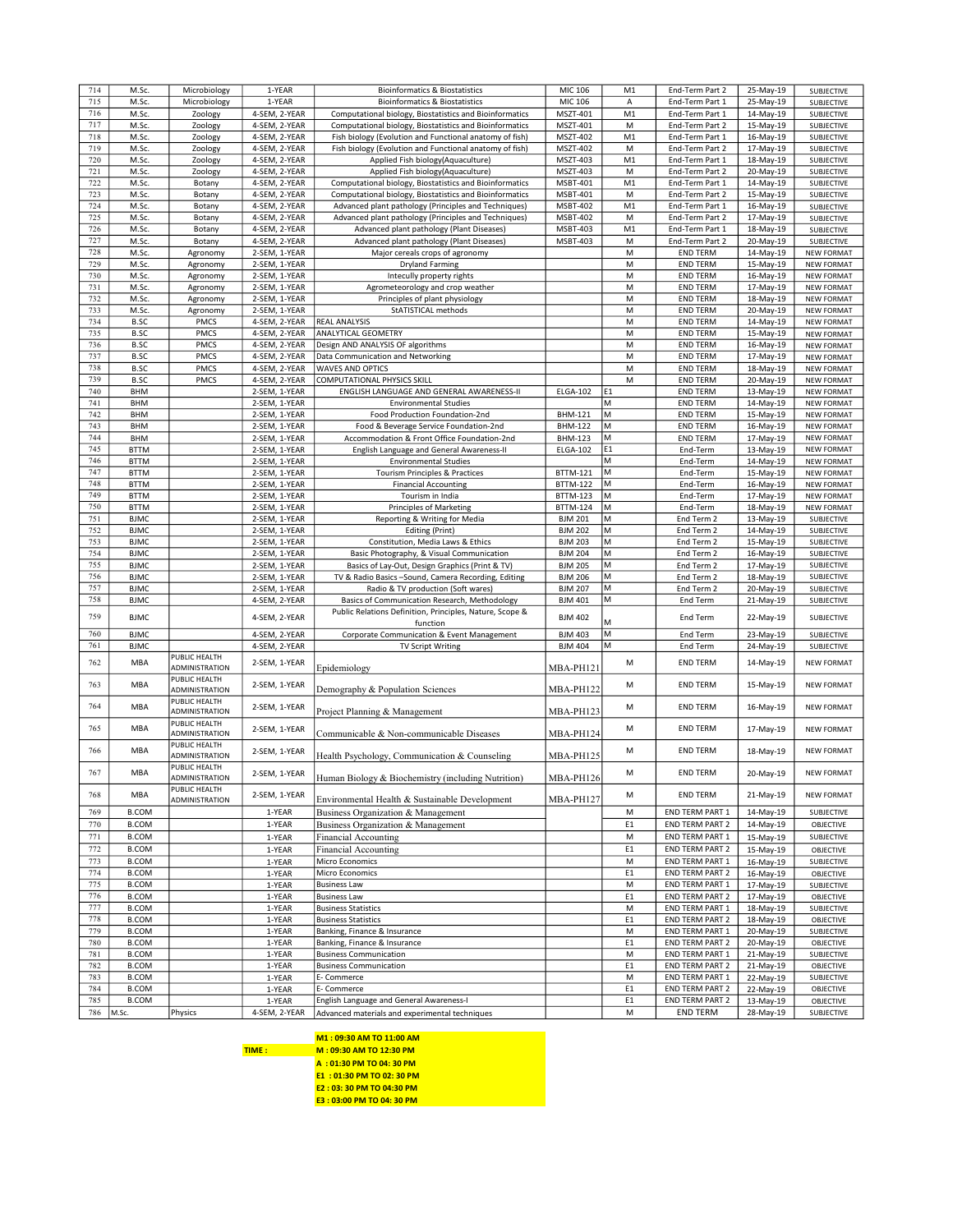| | | | | | | | | | |
|---|---|---|---|---|---|---|---|---|---|
| 714 | M.Sc. | Microbiology | 1-YEAR | Bioinformatics & Biostatistics | MIC 106 | M1 | End-Term Part 2 | 25-May-19 | SUBJECTIVE |
| 715 | M.Sc. | Microbiology | 1-YEAR | Bioinformatics & Biostatistics | MIC 106 | A | End-Term Part 1 | 25-May-19 | SUBJECTIVE |
| 716 | M.Sc. | Zoology | 4-SEM, 2-YEAR | Computational biology, Biostatistics and Bioinformatics | MSZT-401 | M1 | End-Term Part 1 | 14-May-19 | SUBJECTIVE |
| 717 | M.Sc. | Zoology | 4-SEM, 2-YEAR | Computational biology, Biostatistics and Bioinformatics | MSZT-401 | M | End-Term Part 2 | 15-May-19 | SUBJECTIVE |
| 718 | M.Sc. | Zoology | 4-SEM, 2-YEAR | Fish biology (Evolution and Functional anatomy of fish) | MSZT-402 | M1 | End-Term Part 1 | 16-May-19 | SUBJECTIVE |
| 719 | M.Sc. | Zoology | 4-SEM, 2-YEAR | Fish biology (Evolution and Functional anatomy of fish) | MSZT-402 | M | End-Term Part 2 | 17-May-19 | SUBJECTIVE |
| 720 | M.Sc. | Zoology | 4-SEM, 2-YEAR | Applied Fish biology(Aquaculture) | MSZT-403 | M1 | End-Term Part 1 | 18-May-19 | SUBJECTIVE |
| 721 | M.Sc. | Zoology | 4-SEM, 2-YEAR | Applied Fish biology(Aquaculture) | MSZT-403 | M | End-Term Part 2 | 20-May-19 | SUBJECTIVE |
| 722 | M.Sc. | Botany | 4-SEM, 2-YEAR | Computational biology, Biostatistics and Bioinformatics | MSBT-401 | M1 | End-Term Part 1 | 14-May-19 | SUBJECTIVE |
| 723 | M.Sc. | Botany | 4-SEM, 2-YEAR | Computational biology, Biostatistics and Bioinformatics | MSBT-401 | M | End-Term Part 2 | 15-May-19 | SUBJECTIVE |
| 724 | M.Sc. | Botany | 4-SEM, 2-YEAR | Advanced plant pathology (Principles and Techniques) | MSBT-402 | M1 | End-Term Part 1 | 16-May-19 | SUBJECTIVE |
| 725 | M.Sc. | Botany | 4-SEM, 2-YEAR | Advanced plant pathology (Principles and Techniques) | MSBT-402 | M | End-Term Part 2 | 17-May-19 | SUBJECTIVE |
| 726 | M.Sc. | Botany | 4-SEM, 2-YEAR | Advanced plant pathology (Plant Diseases) | MSBT-403 | M1 | End-Term Part 1 | 18-May-19 | SUBJECTIVE |
| 727 | M.Sc. | Botany | 4-SEM, 2-YEAR | Advanced plant pathology (Plant Diseases) | MSBT-403 | M | End-Term Part 2 | 20-May-19 | SUBJECTIVE |
| 728 | M.Sc. | Agronomy | 2-SEM, 1-YEAR | Major cereals crops of agronomy | | M | END TERM | 14-May-19 | NEW FORMAT |
| 729 | M.Sc. | Agronomy | 2-SEM, 1-YEAR | Dryland Farming | | M | END TERM | 15-May-19 | NEW FORMAT |
| 730 | M.Sc. | Agronomy | 2-SEM, 1-YEAR | Intecully property rights | | M | END TERM | 16-May-19 | NEW FORMAT |
| 731 | M.Sc. | Agronomy | 2-SEM, 1-YEAR | Agrometeorology and crop weather | | M | END TERM | 17-May-19 | NEW FORMAT |
| 732 | M.Sc. | Agronomy | 2-SEM, 1-YEAR | Principles of plant physiology | | M | END TERM | 18-May-19 | NEW FORMAT |
| 733 | M.Sc. | Agronomy | 2-SEM, 1-YEAR | StATISTICAL methods | | M | END TERM | 20-May-19 | NEW FORMAT |
| 734 | B.SC | PMCS | 4-SEM, 2-YEAR | REAL ANALYSIS | | M | END TERM | 14-May-19 | NEW FORMAT |
| 735 | B.SC | PMCS | 4-SEM, 2-YEAR | ANALYTICAL GEOMETRY | | M | END TERM | 15-May-19 | NEW FORMAT |
| 736 | B.SC | PMCS | 4-SEM, 2-YEAR | Design AND ANALYSIS OF algorithms | | M | END TERM | 16-May-19 | NEW FORMAT |
| 737 | B.SC | PMCS | 4-SEM, 2-YEAR | Data Communication and Networking | | M | END TERM | 17-May-19 | NEW FORMAT |
| 738 | B.SC | PMCS | 4-SEM, 2-YEAR | WAVES AND OPTICS | | M | END TERM | 18-May-19 | NEW FORMAT |
| 739 | B.SC | PMCS | 4-SEM, 2-YEAR | COMPUTATIONAL PHYSICS SKILL | | M | END TERM | 20-May-19 | NEW FORMAT |
| 740 | BHM | | 2-SEM, 1-YEAR | ENGLISH LANGUAGE AND GENERAL AWARENESS-II | ELGA-102 | E1 | END TERM | 13-May-19 | NEW FORMAT |
| 741 | BHM | | 2-SEM, 1-YEAR | Environmental Studies | | M | END TERM | 14-May-19 | NEW FORMAT |
| 742 | BHM | | 2-SEM, 1-YEAR | Food Production Foundation-2nd | BHM-121 | M | END TERM | 15-May-19 | NEW FORMAT |
| 743 | BHM | | 2-SEM, 1-YEAR | Food & Beverage Service Foundation-2nd | BHM-122 | M | END TERM | 16-May-19 | NEW FORMAT |
| 744 | BHM | | 2-SEM, 1-YEAR | Accommodation & Front Office Foundation-2nd | BHM-123 | M | END TERM | 17-May-19 | NEW FORMAT |
| 745 | BTTM | | 2-SEM, 1-YEAR | English Language and General Awareness-II | ELGA-102 | E1 | End-Term | 13-May-19 | NEW FORMAT |
| 746 | BTTM | | 2-SEM, 1-YEAR | Environmental Studies | | M | End-Term | 14-May-19 | NEW FORMAT |
| 747 | BTTM | | 2-SEM, 1-YEAR | Tourism Principles & Practices | BTTM-121 | M | End-Term | 15-May-19 | NEW FORMAT |
| 748 | BTTM | | 2-SEM, 1-YEAR | Financial Accounting | BTTM-122 | M | End-Term | 16-May-19 | NEW FORMAT |
| 749 | BTTM | | 2-SEM, 1-YEAR | Tourism in India | BTTM-123 | M | End-Term | 17-May-19 | NEW FORMAT |
| 750 | BTTM | | 2-SEM, 1-YEAR | Principles of Marketing | BTTM-124 | M | End-Term | 18-May-19 | NEW FORMAT |
| 751 | BJMC | | 2-SEM, 1-YEAR | Reporting & Writing for Media | BJM 201 | M | End Term 2 | 13-May-19 | SUBJECTIVE |
| 752 | BJMC | | 2-SEM, 1-YEAR | Editing (Print) | BJM 202 | M | End Term 2 | 14-May-19 | SUBJECTIVE |
| 753 | BJMC | | 2-SEM, 1-YEAR | Constitution, Media Laws & Ethics | BJM 203 | M | End Term 2 | 15-May-19 | SUBJECTIVE |
| 754 | BJMC | | 2-SEM, 1-YEAR | Basic Photography, & Visual Communication | BJM 204 | M | End Term 2 | 16-May-19 | SUBJECTIVE |
| 755 | BJMC | | 2-SEM, 1-YEAR | Basics of Lay-Out, Design Graphics (Print & TV) | BJM 205 | M | End Term 2 | 17-May-19 | SUBJECTIVE |
| 756 | BJMC | | 2-SEM, 1-YEAR | TV & Radio Basics –Sound, Camera Recording, Editing | BJM 206 | M | End Term 2 | 18-May-19 | SUBJECTIVE |
| 757 | BJMC | | 2-SEM, 1-YEAR | Radio & TV production (Soft wares) | BJM 207 | M | End Term 2 | 20-May-19 | SUBJECTIVE |
| 758 | BJMC | | 4-SEM, 2-YEAR | Basics of Communication Research, Methodology | BJM 401 | M | End Term | 21-May-19 | SUBJECTIVE |
| 759 | BJMC | | 4-SEM, 2-YEAR | Public Relations Definition, Principles, Nature, Scope & function | BJM 402 | M | End Term | 22-May-19 | SUBJECTIVE |
| 760 | BJMC | | 4-SEM, 2-YEAR | Corporate Communication & Event Management | BJM 403 | M | End Term | 23-May-19 | SUBJECTIVE |
| 761 | BJMC | | 4-SEM, 2-YEAR | TV Script Writing | BJM 404 | M | End Term | 24-May-19 | SUBJECTIVE |
| 762 | MBA | PUBLIC HEALTH ADMINISTRATION | 2-SEM, 1-YEAR | Epidemiology | MBA-PH121 | M | END TERM | 14-May-19 | NEW FORMAT |
| 763 | MBA | PUBLIC HEALTH ADMINISTRATION | 2-SEM, 1-YEAR | Demography & Population Sciences | MBA-PH122 | M | END TERM | 15-May-19 | NEW FORMAT |
| 764 | MBA | PUBLIC HEALTH ADMINISTRATION | 2-SEM, 1-YEAR | Project Planning & Management | MBA-PH123 | M | END TERM | 16-May-19 | NEW FORMAT |
| 765 | MBA | PUBLIC HEALTH ADMINISTRATION | 2-SEM, 1-YEAR | Communicable & Non-communicable Diseases | MBA-PH124 | M | END TERM | 17-May-19 | NEW FORMAT |
| 766 | MBA | PUBLIC HEALTH ADMINISTRATION | 2-SEM, 1-YEAR | Health Psychology, Communication & Counseling | MBA-PH125 | M | END TERM | 18-May-19 | NEW FORMAT |
| 767 | MBA | PUBLIC HEALTH ADMINISTRATION | 2-SEM, 1-YEAR | Human Biology & Biochemistry (including Nutrition) | MBA-PH126 | M | END TERM | 20-May-19 | NEW FORMAT |
| 768 | MBA | PUBLIC HEALTH ADMINISTRATION | 2-SEM, 1-YEAR | Environmental Health & Sustainable Development | MBA-PH127 | M | END TERM | 21-May-19 | NEW FORMAT |
| 769 | B.COM | | 1-YEAR | Business Organization & Management | | M | END TERM PART 1 | 14-May-19 | SUBJECTIVE |
| 770 | B.COM | | 1-YEAR | Business Organization & Management | | E1 | END TERM PART 2 | 14-May-19 | OBJECTIVE |
| 771 | B.COM | | 1-YEAR | Financial Accounting | | M | END TERM PART 1 | 15-May-19 | SUBJECTIVE |
| 772 | B.COM | | 1-YEAR | Financial Accounting | | E1 | END TERM PART 2 | 15-May-19 | OBJECTIVE |
| 773 | B.COM | | 1-YEAR | Micro Economics | | M | END TERM PART 1 | 16-May-19 | SUBJECTIVE |
| 774 | B.COM | | 1-YEAR | Micro Economics | | E1 | END TERM PART 2 | 16-May-19 | OBJECTIVE |
| 775 | B.COM | | 1-YEAR | Business Law | | M | END TERM PART 1 | 17-May-19 | SUBJECTIVE |
| 776 | B.COM | | 1-YEAR | Business Law | | E1 | END TERM PART 2 | 17-May-19 | OBJECTIVE |
| 777 | B.COM | | 1-YEAR | Business Statistics | | M | END TERM PART 1 | 18-May-19 | SUBJECTIVE |
| 778 | B.COM | | 1-YEAR | Business Statistics | | E1 | END TERM PART 2 | 18-May-19 | OBJECTIVE |
| 779 | B.COM | | 1-YEAR | Banking, Finance & Insurance | | M | END TERM PART 1 | 20-May-19 | SUBJECTIVE |
| 780 | B.COM | | 1-YEAR | Banking, Finance & Insurance | | E1 | END TERM PART 2 | 20-May-19 | OBJECTIVE |
| 781 | B.COM | | 1-YEAR | Business Communication | | M | END TERM PART 1 | 21-May-19 | SUBJECTIVE |
| 782 | B.COM | | 1-YEAR | Business Communication | | E1 | END TERM PART 2 | 21-May-19 | OBJECTIVE |
| 783 | B.COM | | 1-YEAR | E- Commerce | | M | END TERM PART 1 | 22-May-19 | SUBJECTIVE |
| 784 | B.COM | | 1-YEAR | E- Commerce | | E1 | END TERM PART 2 | 22-May-19 | OBJECTIVE |
| 785 | B.COM | | 1-YEAR | English Language and General Awareness-I | | E1 | END TERM PART 2 | 13-May-19 | OBJECTIVE |
| 786 | M.Sc. | Physics | 4-SEM, 2-YEAR | Advanced materials and experimental techniques | | M | END TERM | 28-May-19 | SUBJECTIVE |

**TIME :**

**M1 : 09:30 AM TO 11:00 AM**
**M : 09:30 AM TO 12:30 PM**
**A : 01:30 PM TO 04: 30 PM**
**E1 : 01:30 PM TO 02: 30 PM**
**E2 : 03: 30 PM TO 04:30 PM**
**E3 : 03:00 PM TO 04: 30 PM**